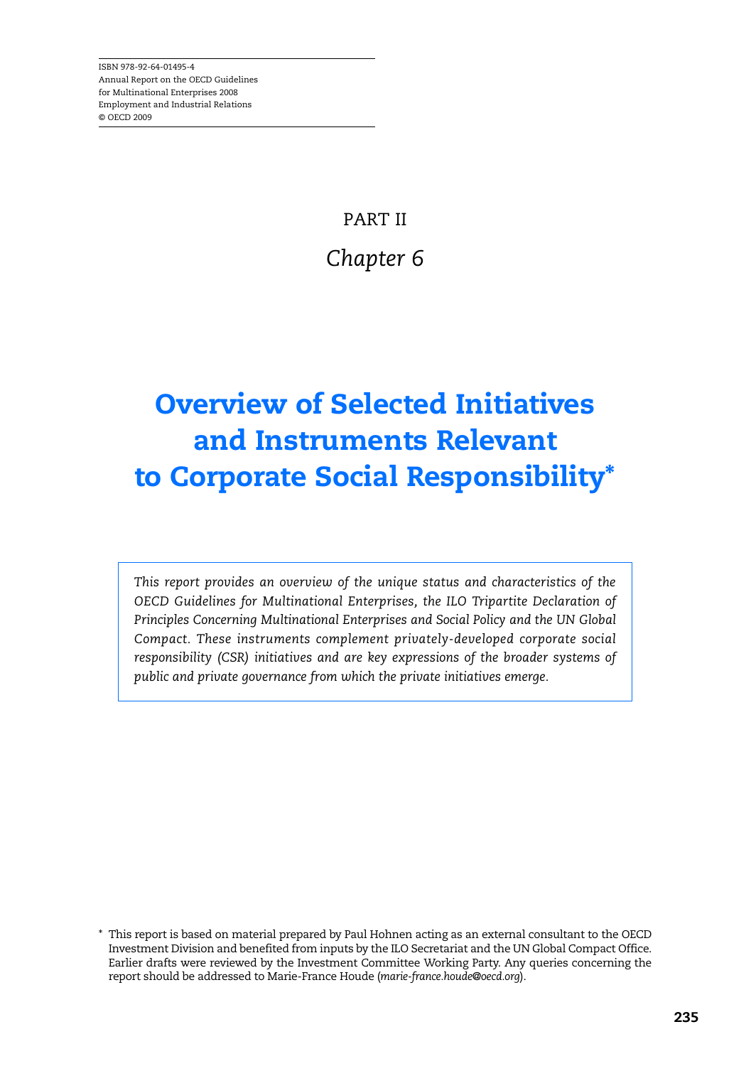ISBN 978-92-64-01495-4
Annual Report on the OECD Guidelines
for Multinational Enterprises 2008
Employment and Industrial Relations
© OECD 2009

PART II

*Chapter 6*

# Overview of Selected Initiatives and Instruments Relevant to Corporate Social Responsibility*

*This report provides an overview of the unique status and characteristics of the OECD Guidelines for Multinational Enterprises, the ILO Tripartite Declaration of Principles Concerning Multinational Enterprises and Social Policy and the UN Global Compact. These instruments complement privately-developed corporate social responsibility (CSR) initiatives and are key expressions of the broader systems of public and private governance from which the private initiatives emerge.*

\* This report is based on material prepared by Paul Hohnen acting as an external consultant to the OECD Investment Division and benefited from inputs by the ILO Secretariat and the UN Global Compact Office. Earlier drafts were reviewed by the Investment Committee Working Party. Any queries concerning the report should be addressed to Marie-France Houde (*marie-france.houde@oecd.org*).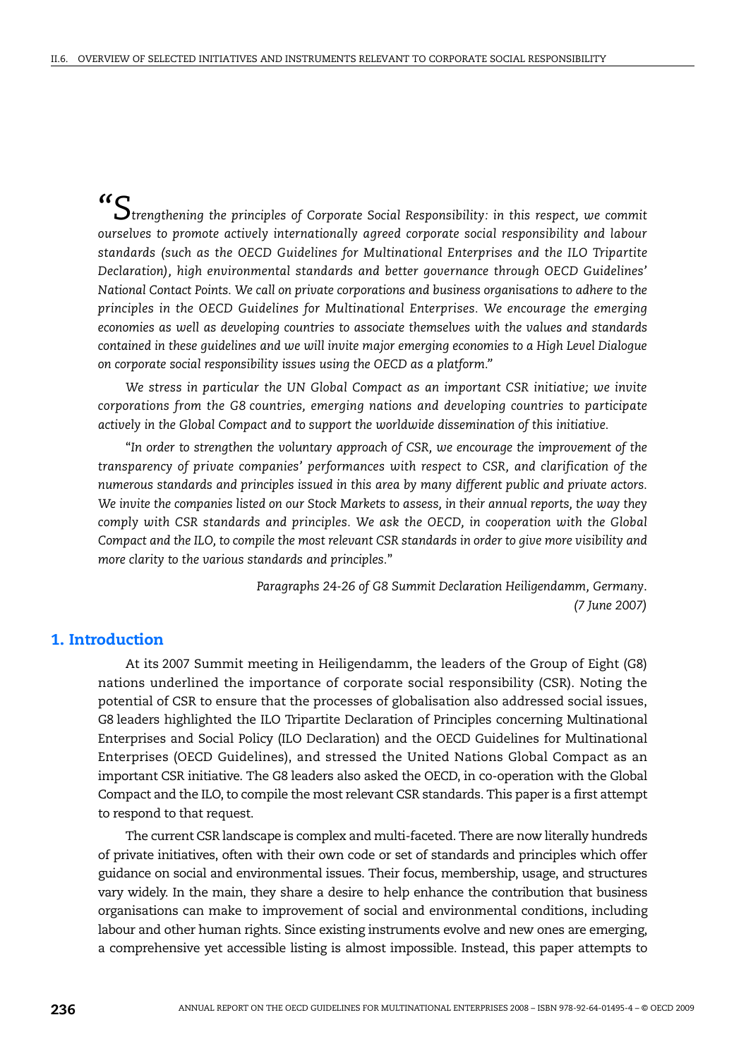*"Strengthening the principles of Corporate Social Responsibility: in this respect, we commit ourselves to promote actively internationally agreed corporate social responsibility and labour standards (such as the OECD Guidelines for Multinational Enterprises and the ILO Tripartite Declaration), high environmental standards and better governance through OECD Guidelines' National Contact Points. We call on private corporations and business organisations to adhere to the principles in the OECD Guidelines for Multinational Enterprises. We encourage the emerging economies as well as developing countries to associate themselves with the values and standards contained in these guidelines and we will invite major emerging economies to a High Level Dialogue on corporate social responsibility issues using the OECD as a platform."*

*We stress in particular the UN Global Compact as an important CSR initiative; we invite corporations from the G8 countries, emerging nations and developing countries to participate actively in the Global Compact and to support the worldwide dissemination of this initiative.*

*"In order to strengthen the voluntary approach of CSR, we encourage the improvement of the transparency of private companies' performances with respect to CSR, and clarification of the numerous standards and principles issued in this area by many different public and private actors. We invite the companies listed on our Stock Markets to assess, in their annual reports, the way they comply with CSR standards and principles. We ask the OECD, in cooperation with the Global Compact and the ILO, to compile the most relevant CSR standards in order to give more visibility and more clarity to the various standards and principles."*

*Paragraphs 24-26 of G8 Summit Declaration Heiligendamm, Germany. (7 June 2007)*

## 1. Introduction

At its 2007 Summit meeting in Heiligendamm, the leaders of the Group of Eight (G8) nations underlined the importance of corporate social responsibility (CSR). Noting the potential of CSR to ensure that the processes of globalisation also addressed social issues, G8 leaders highlighted the ILO Tripartite Declaration of Principles concerning Multinational Enterprises and Social Policy (ILO Declaration) and the OECD Guidelines for Multinational Enterprises (OECD Guidelines), and stressed the United Nations Global Compact as an important CSR initiative. The G8 leaders also asked the OECD, in co-operation with the Global Compact and the ILO, to compile the most relevant CSR standards. This paper is a first attempt to respond to that request.

The current CSR landscape is complex and multi-faceted. There are now literally hundreds of private initiatives, often with their own code or set of standards and principles which offer guidance on social and environmental issues. Their focus, membership, usage, and structures vary widely. In the main, they share a desire to help enhance the contribution that business organisations can make to improvement of social and environmental conditions, including labour and other human rights. Since existing instruments evolve and new ones are emerging, a comprehensive yet accessible listing is almost impossible. Instead, this paper attempts to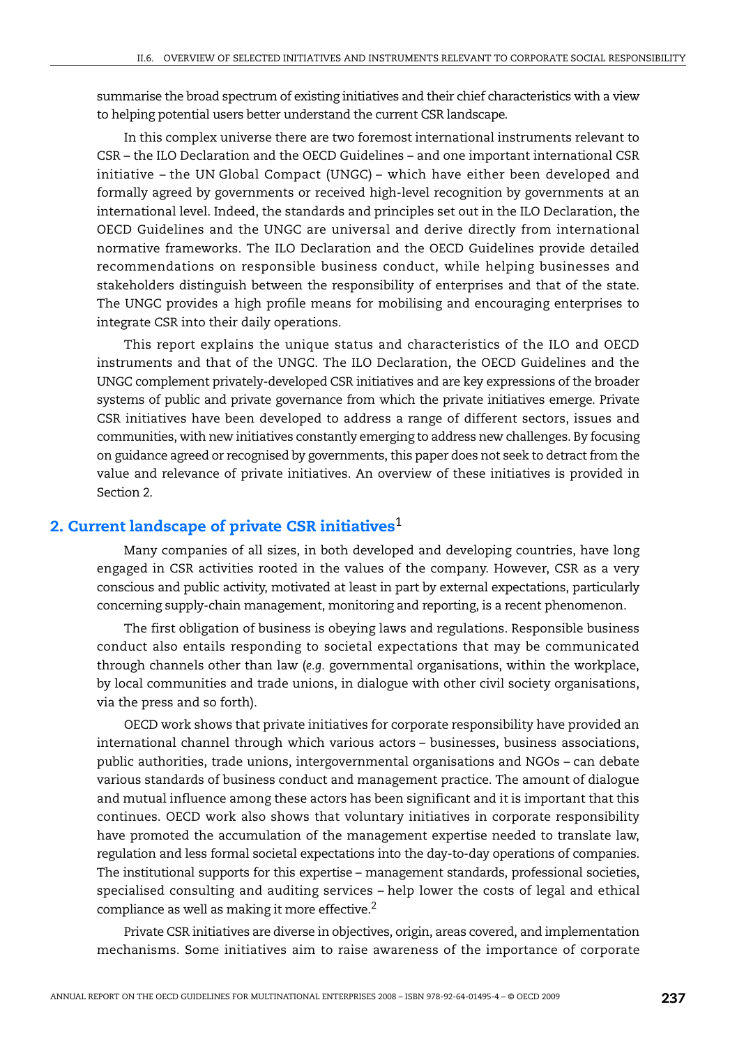summarise the broad spectrum of existing initiatives and their chief characteristics with a view to helping potential users better understand the current CSR landscape.

In this complex universe there are two foremost international instruments relevant to CSR – the ILO Declaration and the OECD Guidelines – and one important international CSR initiative – the UN Global Compact (UNGC) – which have either been developed and formally agreed by governments or received high-level recognition by governments at an international level. Indeed, the standards and principles set out in the ILO Declaration, the OECD Guidelines and the UNGC are universal and derive directly from international normative frameworks. The ILO Declaration and the OECD Guidelines provide detailed recommendations on responsible business conduct, while helping businesses and stakeholders distinguish between the responsibility of enterprises and that of the state. The UNGC provides a high profile means for mobilising and encouraging enterprises to integrate CSR into their daily operations.

This report explains the unique status and characteristics of the ILO and OECD instruments and that of the UNGC. The ILO Declaration, the OECD Guidelines and the UNGC complement privately-developed CSR initiatives and are key expressions of the broader systems of public and private governance from which the private initiatives emerge. Private CSR initiatives have been developed to address a range of different sectors, issues and communities, with new initiatives constantly emerging to address new challenges. By focusing on guidance agreed or recognised by governments, this paper does not seek to detract from the value and relevance of private initiatives. An overview of these initiatives is provided in Section 2.

## 2. Current landscape of private CSR initiatives[1]

Many companies of all sizes, in both developed and developing countries, have long engaged in CSR activities rooted in the values of the company. However, CSR as a very conscious and public activity, motivated at least in part by external expectations, particularly concerning supply-chain management, monitoring and reporting, is a recent phenomenon.

The first obligation of business is obeying laws and regulations. Responsible business conduct also entails responding to societal expectations that may be communicated through channels other than law (*e.g.* governmental organisations, within the workplace, by local communities and trade unions, in dialogue with other civil society organisations, via the press and so forth).

OECD work shows that private initiatives for corporate responsibility have provided an international channel through which various actors – businesses, business associations, public authorities, trade unions, intergovernmental organisations and NGOs – can debate various standards of business conduct and management practice. The amount of dialogue and mutual influence among these actors has been significant and it is important that this continues. OECD work also shows that voluntary initiatives in corporate responsibility have promoted the accumulation of the management expertise needed to translate law, regulation and less formal societal expectations into the day-to-day operations of companies. The institutional supports for this expertise – management standards, professional societies, specialised consulting and auditing services – help lower the costs of legal and ethical compliance as well as making it more effective.[2]

Private CSR initiatives are diverse in objectives, origin, areas covered, and implementation mechanisms. Some initiatives aim to raise awareness of the importance of corporate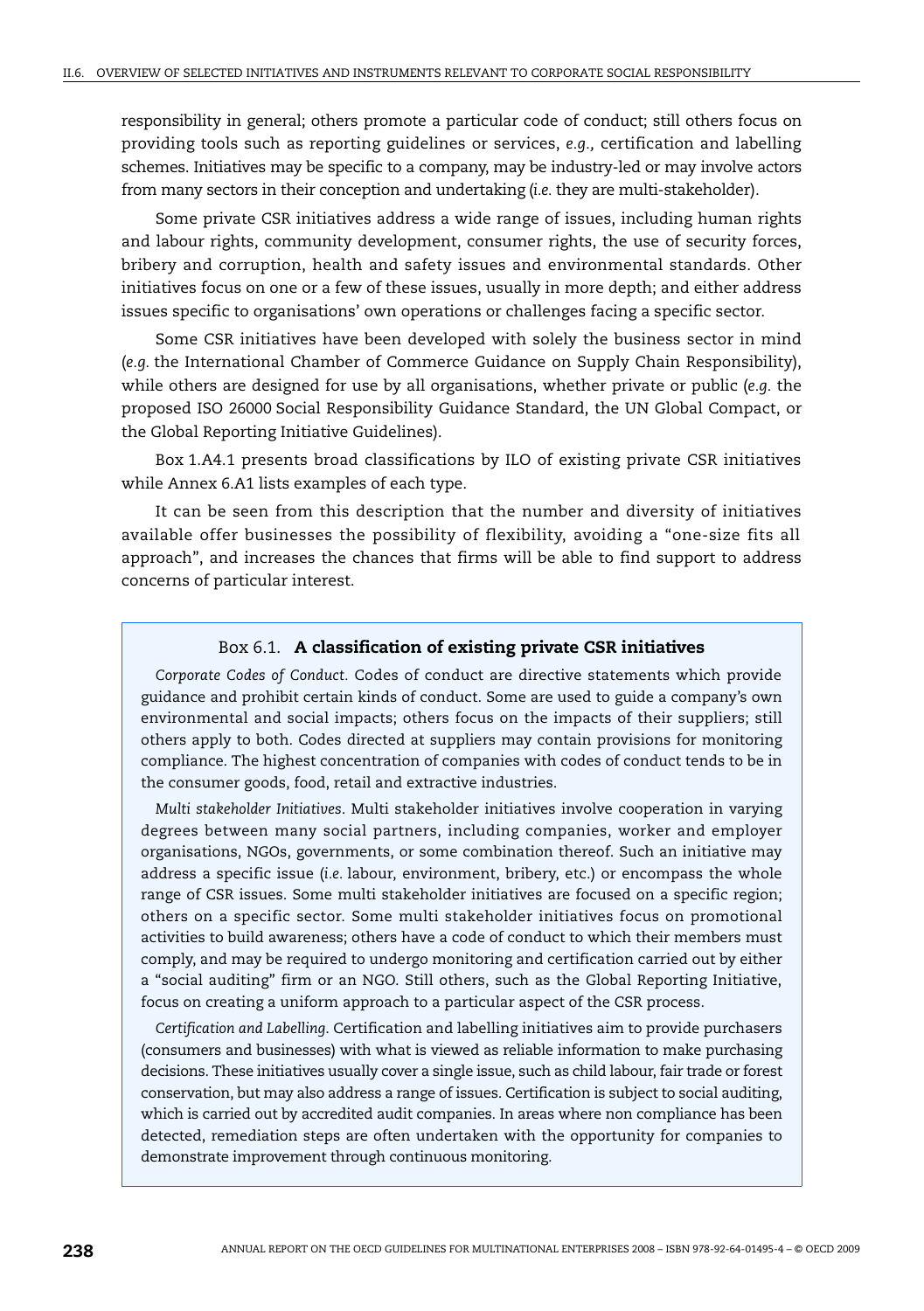responsibility in general; others promote a particular code of conduct; still others focus on providing tools such as reporting guidelines or services, *e.g.,* certification and labelling schemes. Initiatives may be specific to a company, may be industry-led or may involve actors from many sectors in their conception and undertaking (*i.e.* they are multi-stakeholder).

Some private CSR initiatives address a wide range of issues, including human rights and labour rights, community development, consumer rights, the use of security forces, bribery and corruption, health and safety issues and environmental standards. Other initiatives focus on one or a few of these issues, usually in more depth; and either address issues specific to organisations' own operations or challenges facing a specific sector.

Some CSR initiatives have been developed with solely the business sector in mind (*e.g.* the International Chamber of Commerce Guidance on Supply Chain Responsibility), while others are designed for use by all organisations, whether private or public (*e.g.* the proposed ISO 26000 Social Responsibility Guidance Standard, the UN Global Compact, or the Global Reporting Initiative Guidelines).

Box 1.A4.1 presents broad classifications by ILO of existing private CSR initiatives while Annex 6.A1 lists examples of each type.

It can be seen from this description that the number and diversity of initiatives available offer businesses the possibility of flexibility, avoiding a "one-size fits all approach", and increases the chances that firms will be able to find support to address concerns of particular interest.

### Box 6.1. **A classification of existing private CSR initiatives**

*Corporate Codes of Conduct.* Codes of conduct are directive statements which provide guidance and prohibit certain kinds of conduct. Some are used to guide a company's own environmental and social impacts; others focus on the impacts of their suppliers; still others apply to both. Codes directed at suppliers may contain provisions for monitoring compliance. The highest concentration of companies with codes of conduct tends to be in the consumer goods, food, retail and extractive industries.

*Multi stakeholder Initiatives.* Multi stakeholder initiatives involve cooperation in varying degrees between many social partners, including companies, worker and employer organisations, NGOs, governments, or some combination thereof. Such an initiative may address a specific issue (*i.e.* labour, environment, bribery, etc.) or encompass the whole range of CSR issues. Some multi stakeholder initiatives are focused on a specific region; others on a specific sector. Some multi stakeholder initiatives focus on promotional activities to build awareness; others have a code of conduct to which their members must comply, and may be required to undergo monitoring and certification carried out by either a "social auditing" firm or an NGO. Still others, such as the Global Reporting Initiative, focus on creating a uniform approach to a particular aspect of the CSR process.

*Certification and Labelling.* Certification and labelling initiatives aim to provide purchasers (consumers and businesses) with what is viewed as reliable information to make purchasing decisions. These initiatives usually cover a single issue, such as child labour, fair trade or forest conservation, but may also address a range of issues. Certification is subject to social auditing, which is carried out by accredited audit companies. In areas where non compliance has been detected, remediation steps are often undertaken with the opportunity for companies to demonstrate improvement through continuous monitoring.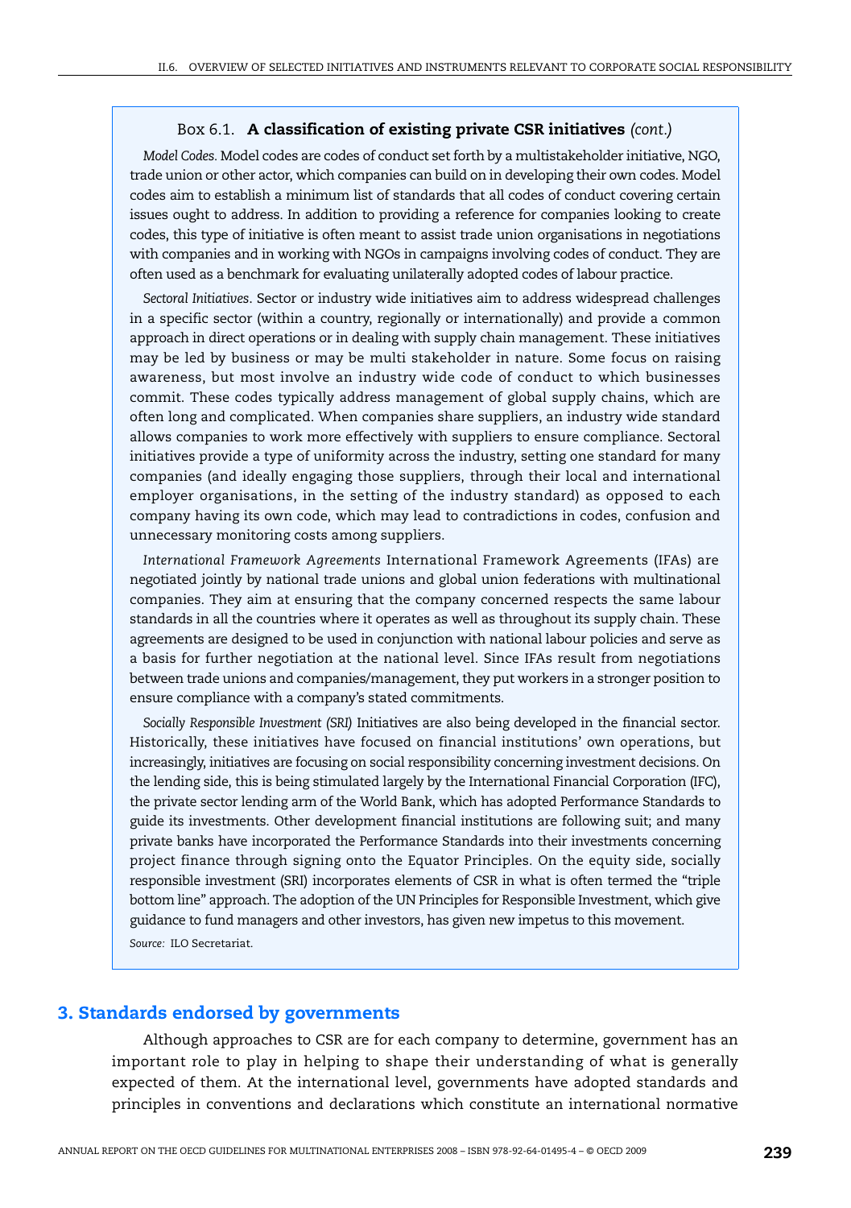### Box 6.1. **A classification of existing private CSR initiatives** *(cont.)*

*Model Codes.* Model codes are codes of conduct set forth by a multistakeholder initiative, NGO, trade union or other actor, which companies can build on in developing their own codes. Model codes aim to establish a minimum list of standards that all codes of conduct covering certain issues ought to address. In addition to providing a reference for companies looking to create codes, this type of initiative is often meant to assist trade union organisations in negotiations with companies and in working with NGOs in campaigns involving codes of conduct. They are often used as a benchmark for evaluating unilaterally adopted codes of labour practice.

*Sectoral Initiatives.* Sector or industry wide initiatives aim to address widespread challenges in a specific sector (within a country, regionally or internationally) and provide a common approach in direct operations or in dealing with supply chain management. These initiatives may be led by business or may be multi stakeholder in nature. Some focus on raising awareness, but most involve an industry wide code of conduct to which businesses commit. These codes typically address management of global supply chains, which are often long and complicated. When companies share suppliers, an industry wide standard allows companies to work more effectively with suppliers to ensure compliance. Sectoral initiatives provide a type of uniformity across the industry, setting one standard for many companies (and ideally engaging those suppliers, through their local and international employer organisations, in the setting of the industry standard) as opposed to each company having its own code, which may lead to contradictions in codes, confusion and unnecessary monitoring costs among suppliers.

*International Framework Agreements* International Framework Agreements (IFAs) are negotiated jointly by national trade unions and global union federations with multinational companies. They aim at ensuring that the company concerned respects the same labour standards in all the countries where it operates as well as throughout its supply chain. These agreements are designed to be used in conjunction with national labour policies and serve as a basis for further negotiation at the national level. Since IFAs result from negotiations between trade unions and companies/management, they put workers in a stronger position to ensure compliance with a company's stated commitments.

*Socially Responsible Investment (SRI)* Initiatives are also being developed in the financial sector. Historically, these initiatives have focused on financial institutions' own operations, but increasingly, initiatives are focusing on social responsibility concerning investment decisions. On the lending side, this is being stimulated largely by the International Financial Corporation (IFC), the private sector lending arm of the World Bank, which has adopted Performance Standards to guide its investments. Other development financial institutions are following suit; and many private banks have incorporated the Performance Standards into their investments concerning project finance through signing onto the Equator Principles. On the equity side, socially responsible investment (SRI) incorporates elements of CSR in what is often termed the "triple bottom line" approach. The adoption of the UN Principles for Responsible Investment, which give guidance to fund managers and other investors, has given new impetus to this movement.

*Source:* ILO Secretariat.

## 3. Standards endorsed by governments

Although approaches to CSR are for each company to determine, government has an important role to play in helping to shape their understanding of what is generally expected of them. At the international level, governments have adopted standards and principles in conventions and declarations which constitute an international normative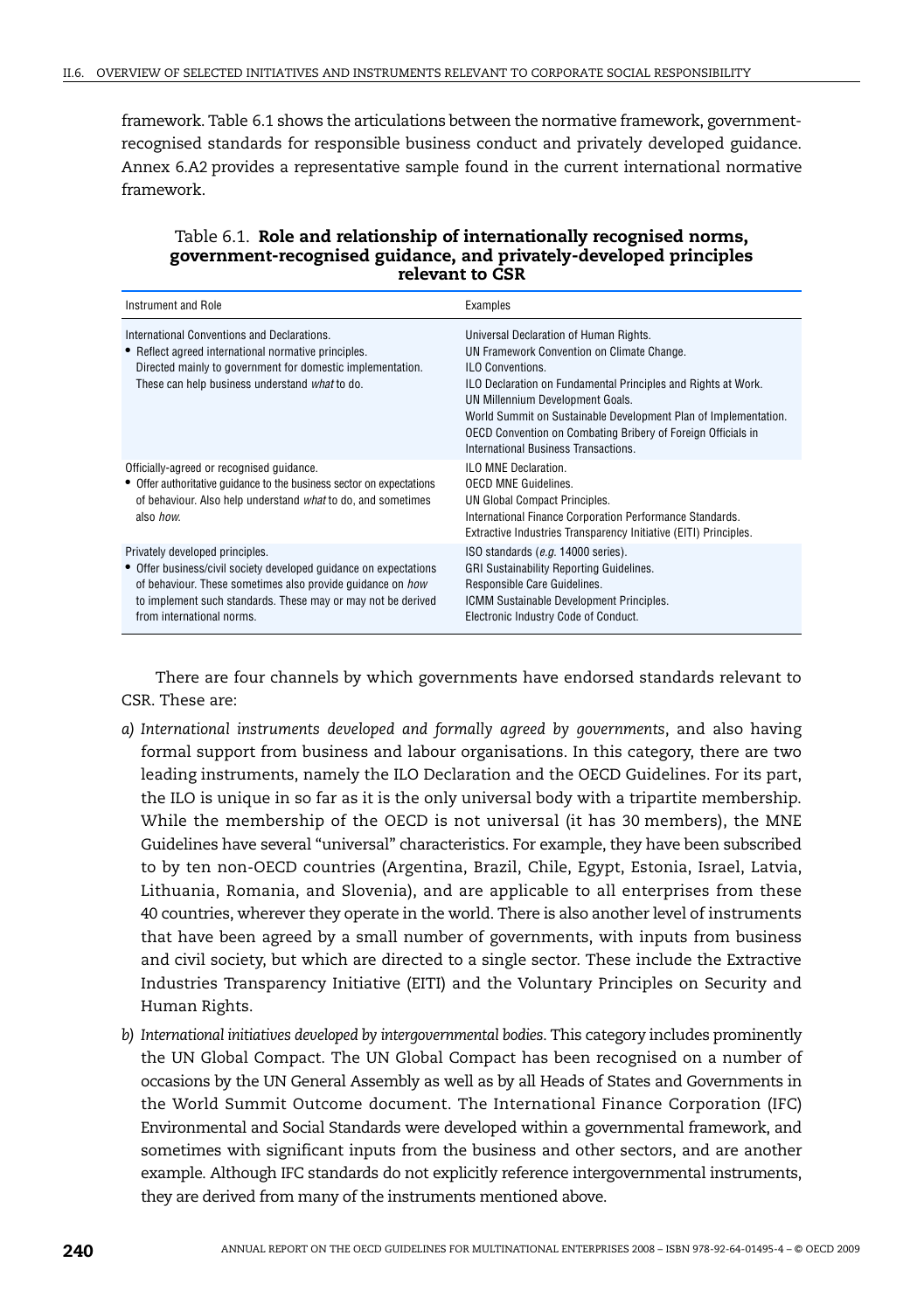framework. Table 6.1 shows the articulations between the normative framework, government-recognised standards for responsible business conduct and privately developed guidance. Annex 6.A2 provides a representative sample found in the current international normative framework.

Table 6.1. **Role and relationship of internationally recognised norms, government-recognised guidance, and privately-developed principles relevant to CSR**

| Instrument and Role | Examples |
|---|---|
| International Conventions and Declarations.<br>• Reflect agreed international normative principles.<br>Directed mainly to government for domestic implementation.<br>These can help business understand *what* to do. | Universal Declaration of Human Rights.<br>UN Framework Convention on Climate Change.<br>ILO Conventions.<br>ILO Declaration on Fundamental Principles and Rights at Work.<br>UN Millennium Development Goals.<br>World Summit on Sustainable Development Plan of Implementation.<br>OECD Convention on Combating Bribery of Foreign Officials in International Business Transactions. |
| Officially-agreed or recognised guidance.<br>• Offer authoritative guidance to the business sector on expectations of behaviour. Also help understand *what* to do, and sometimes also *how*. | ILO MNE Declaration.<br>OECD MNE Guidelines.<br>UN Global Compact Principles.<br>International Finance Corporation Performance Standards.<br>Extractive Industries Transparency Initiative (EITI) Principles. |
| Privately developed principles.<br>• Offer business/civil society developed guidance on expectations of behaviour. These sometimes also provide guidance on *how* to implement such standards. These may or may not be derived from international norms. | ISO standards (*e.g.* 14000 series).<br>GRI Sustainability Reporting Guidelines.<br>Responsible Care Guidelines.<br>ICMM Sustainable Development Principles.<br>Electronic Industry Code of Conduct. |

There are four channels by which governments have endorsed standards relevant to CSR. These are:

*a) International instruments developed and formally agreed by governments*, and also having formal support from business and labour organisations. In this category, there are two leading instruments, namely the ILO Declaration and the OECD Guidelines. For its part, the ILO is unique in so far as it is the only universal body with a tripartite membership. While the membership of the OECD is not universal (it has 30 members), the MNE Guidelines have several "universal" characteristics. For example, they have been subscribed to by ten non-OECD countries (Argentina, Brazil, Chile, Egypt, Estonia, Israel, Latvia, Lithuania, Romania, and Slovenia), and are applicable to all enterprises from these 40 countries, wherever they operate in the world. There is also another level of instruments that have been agreed by a small number of governments, with inputs from business and civil society, but which are directed to a single sector. These include the Extractive Industries Transparency Initiative (EITI) and the Voluntary Principles on Security and Human Rights.

*b) International initiatives developed by intergovernmental bodies*. This category includes prominently the UN Global Compact. The UN Global Compact has been recognised on a number of occasions by the UN General Assembly as well as by all Heads of States and Governments in the World Summit Outcome document. The International Finance Corporation (IFC) Environmental and Social Standards were developed within a governmental framework, and sometimes with significant inputs from the business and other sectors, and are another example. Although IFC standards do not explicitly reference intergovernmental instruments, they are derived from many of the instruments mentioned above.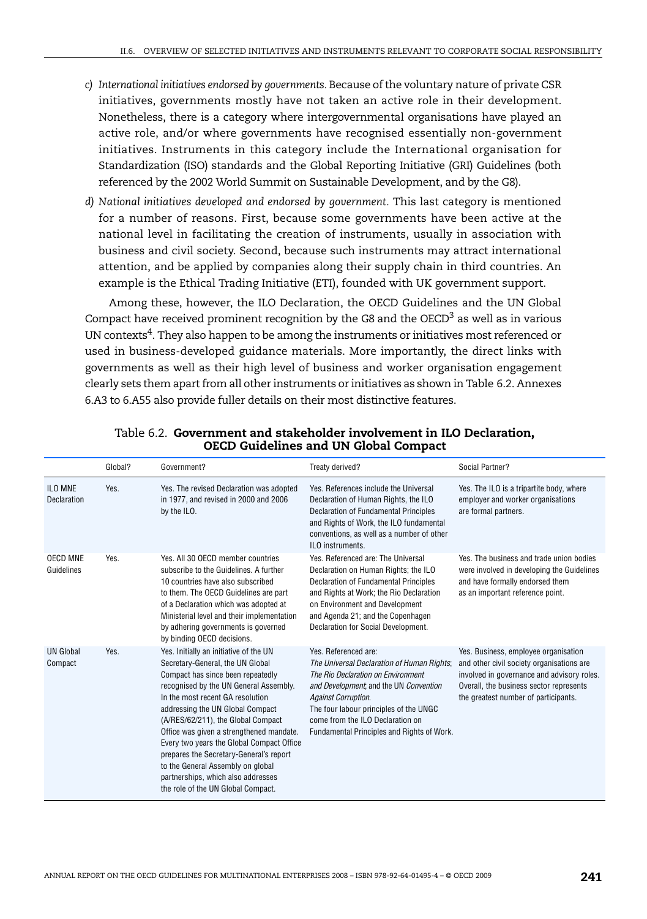*c) International initiatives endorsed by governments.* Because of the voluntary nature of private CSR initiatives, governments mostly have not taken an active role in their development. Nonetheless, there is a category where intergovernmental organisations have played an active role, and/or where governments have recognised essentially non-government initiatives. Instruments in this category include the International organisation for Standardization (ISO) standards and the Global Reporting Initiative (GRI) Guidelines (both referenced by the 2002 World Summit on Sustainable Development, and by the G8).

*d) National initiatives developed and endorsed by government.* This last category is mentioned for a number of reasons. First, because some governments have been active at the national level in facilitating the creation of instruments, usually in association with business and civil society. Second, because such instruments may attract international attention, and be applied by companies along their supply chain in third countries. An example is the Ethical Trading Initiative (ETI), founded with UK government support.

Among these, however, the ILO Declaration, the OECD Guidelines and the UN Global Compact have received prominent recognition by the G8 and the OECD[3] as well as in various UN contexts[4]. They also happen to be among the instruments or initiatives most referenced or used in business-developed guidance materials. More importantly, the direct links with governments as well as their high level of business and worker organisation engagement clearly sets them apart from all other instruments or initiatives as shown in Table 6.2. Annexes 6.A3 to 6.A55 also provide fuller details on their most distinctive features.

Table 6.2. **Government and stakeholder involvement in ILO Declaration, OECD Guidelines and UN Global Compact**

| | Global? | Government? | Treaty derived? | Social Partner? |
|---|---|---|---|---|
| ILO MNE Declaration | Yes. | Yes. The revised Declaration was adopted in 1977, and revised in 2000 and 2006 by the ILO. | Yes. References include the Universal Declaration of Human Rights, the ILO Declaration of Fundamental Principles and Rights of Work, the ILO fundamental conventions, as well as a number of other ILO instruments. | Yes. The ILO is a tripartite body, where employer and worker organisations are formal partners. |
| OECD MNE Guidelines | Yes. | Yes. All 30 OECD member countries subscribe to the Guidelines. A further 10 countries have also subscribed to them. The OECD Guidelines are part of a Declaration which was adopted at Ministerial level and their implementation by adhering governments is governed by binding OECD decisions. | Yes. Referenced are: The Universal Declaration on Human Rights; the ILO Declaration of Fundamental Principles and Rights at Work; the Rio Declaration on Environment and Development and Agenda 21; and the Copenhagen Declaration for Social Development. | Yes. The business and trade union bodies were involved in developing the Guidelines and have formally endorsed them as an important reference point. |
| UN Global Compact | Yes. | Yes. Initially an initiative of the UN Secretary-General, the UN Global Compact has since been repeatedly recognised by the UN General Assembly. In the most recent GA resolution addressing the UN Global Compact (A/RES/62/211), the Global Compact Office was given a strengthened mandate. Every two years the Global Compact Office prepares the Secretary-General's report to the General Assembly on global partnerships, which also addresses the role of the UN Global Compact. | Yes. Referenced are: *The Universal Declaration of Human Rights*; *The Rio Declaration on Environment and Development*; and the UN *Convention Against Corruption*. The four labour principles of the UNGC come from the ILO Declaration on Fundamental Principles and Rights of Work. | Yes. Business, employee organisation and other civil society organisations are involved in governance and advisory roles. Overall, the business sector represents the greatest number of participants. |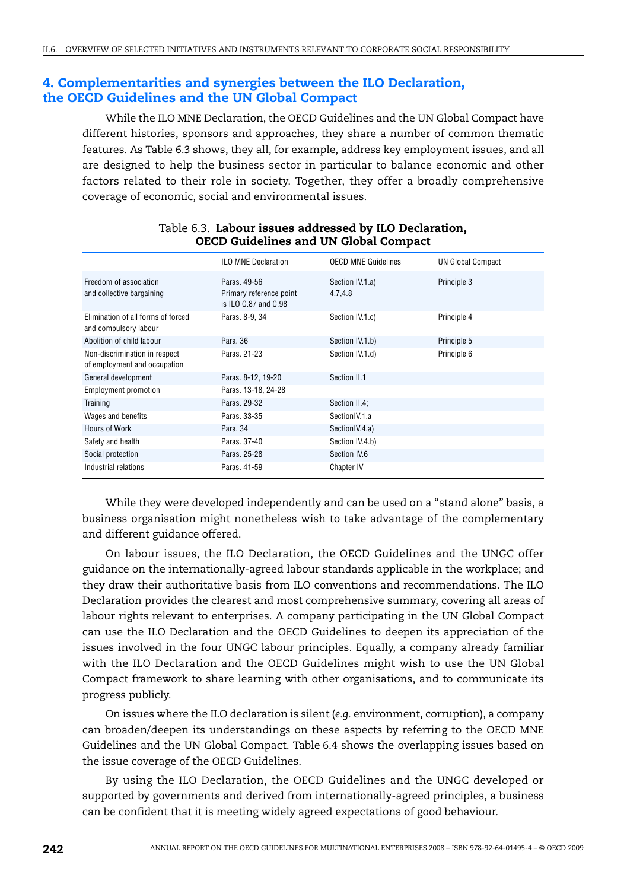## 4. Complementarities and synergies between the ILO Declaration, the OECD Guidelines and the UN Global Compact

While the ILO MNE Declaration, the OECD Guidelines and the UN Global Compact have different histories, sponsors and approaches, they share a number of common thematic features. As Table 6.3 shows, they all, for example, address key employment issues, and all are designed to help the business sector in particular to balance economic and other factors related to their role in society. Together, they offer a broadly comprehensive coverage of economic, social and environmental issues.

Table 6.3. **Labour issues addressed by ILO Declaration, OECD Guidelines and UN Global Compact**

| | ILO MNE Declaration | OECD MNE Guidelines | UN Global Compact |
|---|---|---|---|
| Freedom of association and collective bargaining | Paras. 49-56 Primary reference point is ILO C.87 and C.98 | Section IV.1.a) 4.7,4.8 | Principle 3 |
| Elimination of all forms of forced and compulsory labour | Paras. 8-9, 34 | Section IV.1.c) | Principle 4 |
| Abolition of child labour | Para. 36 | Section IV.1.b) | Principle 5 |
| Non-discrimination in respect of employment and occupation | Paras. 21-23 | Section IV.1.d) | Principle 6 |
| General development | Paras. 8-12, 19-20 | Section II.1 | |
| Employment promotion | Paras. 13-18, 24-28 | | |
| Training | Paras. 29-32 | Section II.4; | |
| Wages and benefits | Paras. 33-35 | SectionIV.1.a | |
| Hours of Work | Para. 34 | SectionIV.4.a) | |
| Safety and health | Paras. 37-40 | Section IV.4.b) | |
| Social protection | Paras. 25-28 | Section IV.6 | |
| Industrial relations | Paras. 41-59 | Chapter IV | |

While they were developed independently and can be used on a "stand alone" basis, a business organisation might nonetheless wish to take advantage of the complementary and different guidance offered.

On labour issues, the ILO Declaration, the OECD Guidelines and the UNGC offer guidance on the internationally-agreed labour standards applicable in the workplace; and they draw their authoritative basis from ILO conventions and recommendations. The ILO Declaration provides the clearest and most comprehensive summary, covering all areas of labour rights relevant to enterprises. A company participating in the UN Global Compact can use the ILO Declaration and the OECD Guidelines to deepen its appreciation of the issues involved in the four UNGC labour principles. Equally, a company already familiar with the ILO Declaration and the OECD Guidelines might wish to use the UN Global Compact framework to share learning with other organisations, and to communicate its progress publicly.

On issues where the ILO declaration is silent (*e.g.* environment, corruption), a company can broaden/deepen its understandings on these aspects by referring to the OECD MNE Guidelines and the UN Global Compact. Table 6.4 shows the overlapping issues based on the issue coverage of the OECD Guidelines.

By using the ILO Declaration, the OECD Guidelines and the UNGC developed or supported by governments and derived from internationally-agreed principles, a business can be confident that it is meeting widely agreed expectations of good behaviour.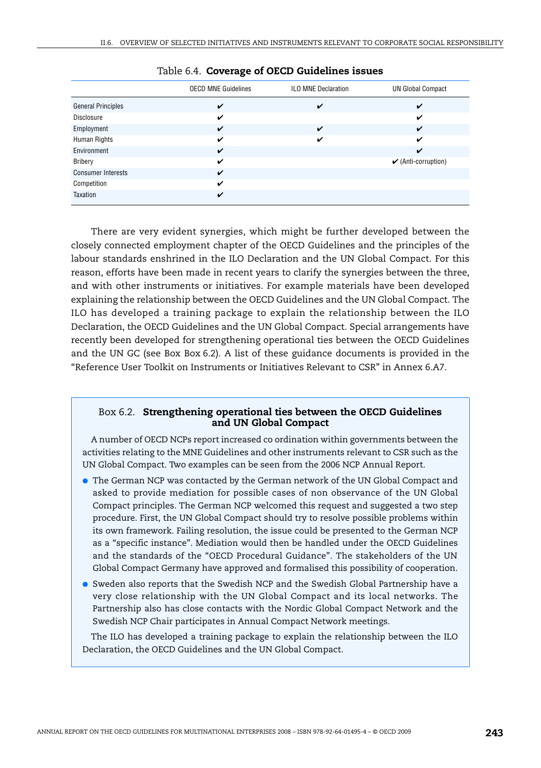Table 6.4. **Coverage of OECD Guidelines issues**

| | OECD MNE Guidelines | ILO MNE Declaration | UN Global Compact |
|---|---|---|---|
| General Principles | ✔ | ✔ | ✔ |
| Disclosure | ✔ | | ✔ |
| Employment | ✔ | ✔ | ✔ |
| Human Rights | ✔ | ✔ | ✔ |
| Environment | ✔ | | ✔ |
| Bribery | ✔ | | ✔ (Anti-corruption) |
| Consumer Interests | ✔ | | |
| Competition | ✔ | | |
| Taxation | ✔ | | |

There are very evident synergies, which might be further developed between the closely connected employment chapter of the OECD Guidelines and the principles of the labour standards enshrined in the ILO Declaration and the UN Global Compact. For this reason, efforts have been made in recent years to clarify the synergies between the three, and with other instruments or initiatives. For example materials have been developed explaining the relationship between the OECD Guidelines and the UN Global Compact. The ILO has developed a training package to explain the relationship between the ILO Declaration, the OECD Guidelines and the UN Global Compact. Special arrangements have recently been developed for strengthening operational ties between the OECD Guidelines and the UN GC (see Box Box 6.2). A list of these guidance documents is provided in the "Reference User Toolkit on Instruments or Initiatives Relevant to CSR" in Annex 6.A7.

### Box 6.2. **Strengthening operational ties between the OECD Guidelines and UN Global Compact**

A number of OECD NCPs report increased co ordination within governments between the activities relating to the MNE Guidelines and other instruments relevant to CSR such as the UN Global Compact. Two examples can be seen from the 2006 NCP Annual Report.

- The German NCP was contacted by the German network of the UN Global Compact and asked to provide mediation for possible cases of non observance of the UN Global Compact principles. The German NCP welcomed this request and suggested a two step procedure. First, the UN Global Compact should try to resolve possible problems within its own framework. Failing resolution, the issue could be presented to the German NCP as a "specific instance". Mediation would then be handled under the OECD Guidelines and the standards of the "OECD Procedural Guidance". The stakeholders of the UN Global Compact Germany have approved and formalised this possibility of cooperation.
- Sweden also reports that the Swedish NCP and the Swedish Global Partnership have a very close relationship with the UN Global Compact and its local networks. The Partnership also has close contacts with the Nordic Global Compact Network and the Swedish NCP Chair participates in Annual Compact Network meetings.

The ILO has developed a training package to explain the relationship between the ILO Declaration, the OECD Guidelines and the UN Global Compact.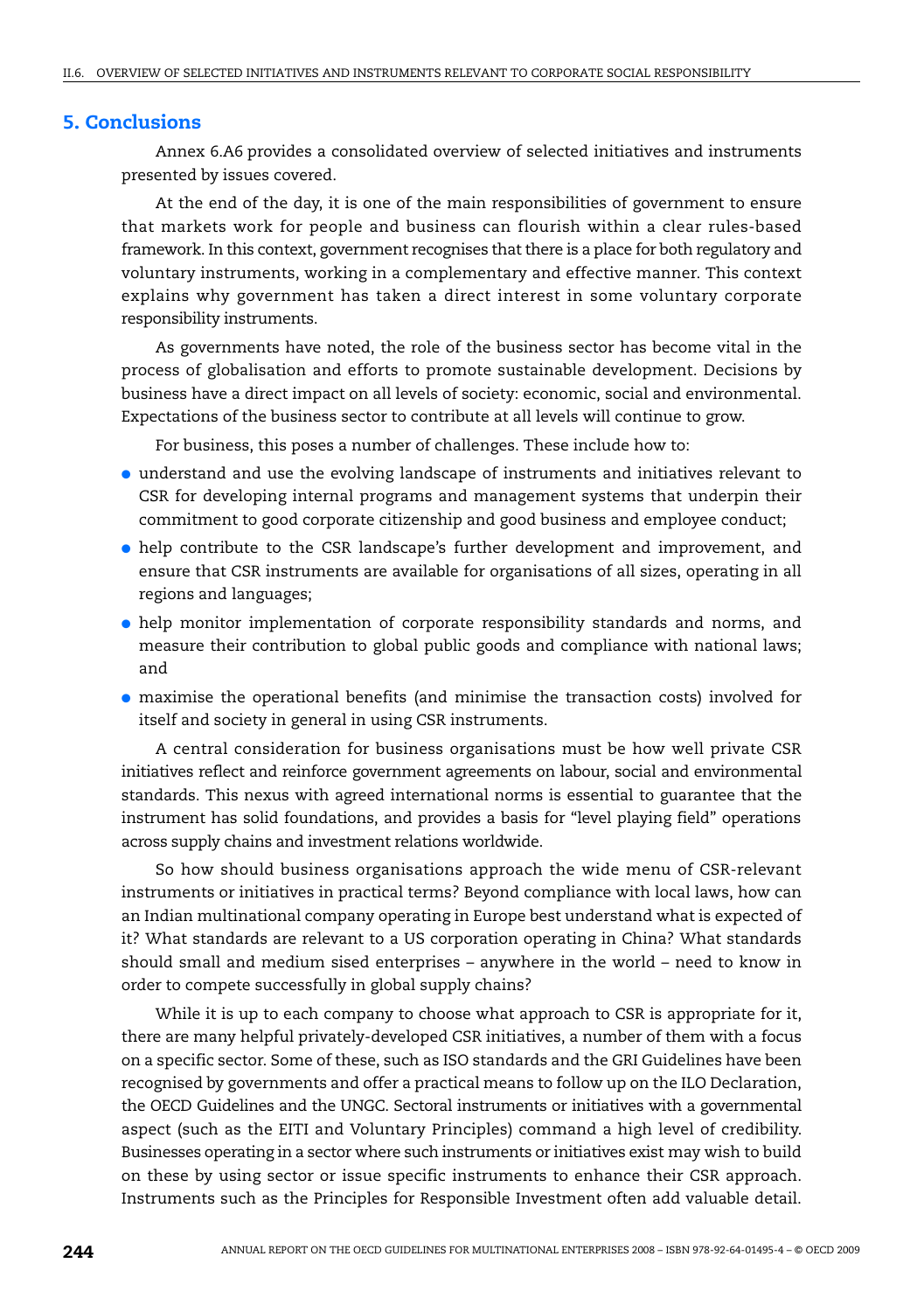## 5. Conclusions

Annex 6.A6 provides a consolidated overview of selected initiatives and instruments presented by issues covered.

At the end of the day, it is one of the main responsibilities of government to ensure that markets work for people and business can flourish within a clear rules-based framework. In this context, government recognises that there is a place for both regulatory and voluntary instruments, working in a complementary and effective manner. This context explains why government has taken a direct interest in some voluntary corporate responsibility instruments.

As governments have noted, the role of the business sector has become vital in the process of globalisation and efforts to promote sustainable development. Decisions by business have a direct impact on all levels of society: economic, social and environmental. Expectations of the business sector to contribute at all levels will continue to grow.

For business, this poses a number of challenges. These include how to:

- understand and use the evolving landscape of instruments and initiatives relevant to CSR for developing internal programs and management systems that underpin their commitment to good corporate citizenship and good business and employee conduct;
- help contribute to the CSR landscape's further development and improvement, and ensure that CSR instruments are available for organisations of all sizes, operating in all regions and languages;
- help monitor implementation of corporate responsibility standards and norms, and measure their contribution to global public goods and compliance with national laws; and
- maximise the operational benefits (and minimise the transaction costs) involved for itself and society in general in using CSR instruments.

A central consideration for business organisations must be how well private CSR initiatives reflect and reinforce government agreements on labour, social and environmental standards. This nexus with agreed international norms is essential to guarantee that the instrument has solid foundations, and provides a basis for "level playing field" operations across supply chains and investment relations worldwide.

So how should business organisations approach the wide menu of CSR-relevant instruments or initiatives in practical terms? Beyond compliance with local laws, how can an Indian multinational company operating in Europe best understand what is expected of it? What standards are relevant to a US corporation operating in China? What standards should small and medium sised enterprises – anywhere in the world – need to know in order to compete successfully in global supply chains?

While it is up to each company to choose what approach to CSR is appropriate for it, there are many helpful privately-developed CSR initiatives, a number of them with a focus on a specific sector. Some of these, such as ISO standards and the GRI Guidelines have been recognised by governments and offer a practical means to follow up on the ILO Declaration, the OECD Guidelines and the UNGC. Sectoral instruments or initiatives with a governmental aspect (such as the EITI and Voluntary Principles) command a high level of credibility. Businesses operating in a sector where such instruments or initiatives exist may wish to build on these by using sector or issue specific instruments to enhance their CSR approach. Instruments such as the Principles for Responsible Investment often add valuable detail.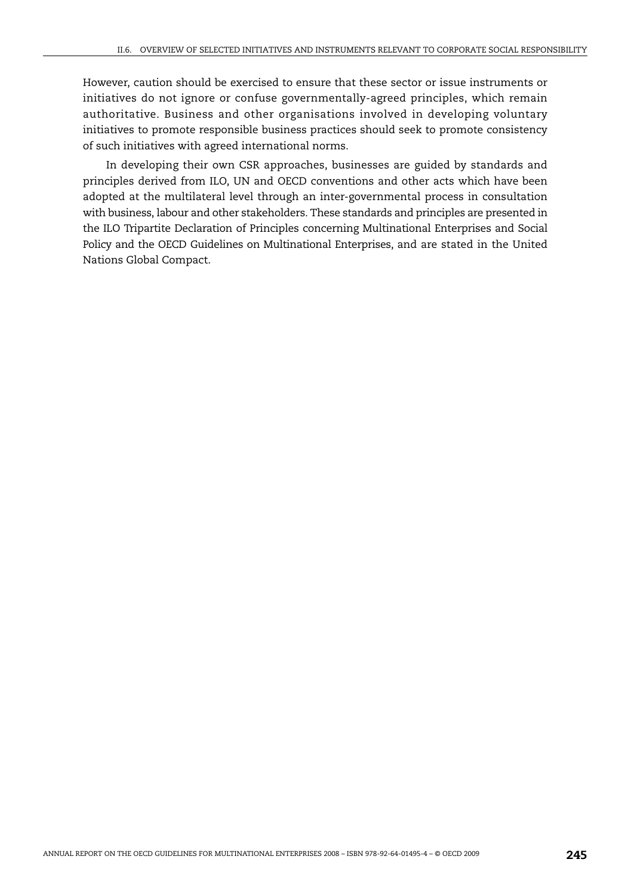However, caution should be exercised to ensure that these sector or issue instruments or initiatives do not ignore or confuse governmentally-agreed principles, which remain authoritative. Business and other organisations involved in developing voluntary initiatives to promote responsible business practices should seek to promote consistency of such initiatives with agreed international norms.

In developing their own CSR approaches, businesses are guided by standards and principles derived from ILO, UN and OECD conventions and other acts which have been adopted at the multilateral level through an inter-governmental process in consultation with business, labour and other stakeholders. These standards and principles are presented in the ILO Tripartite Declaration of Principles concerning Multinational Enterprises and Social Policy and the OECD Guidelines on Multinational Enterprises, and are stated in the United Nations Global Compact.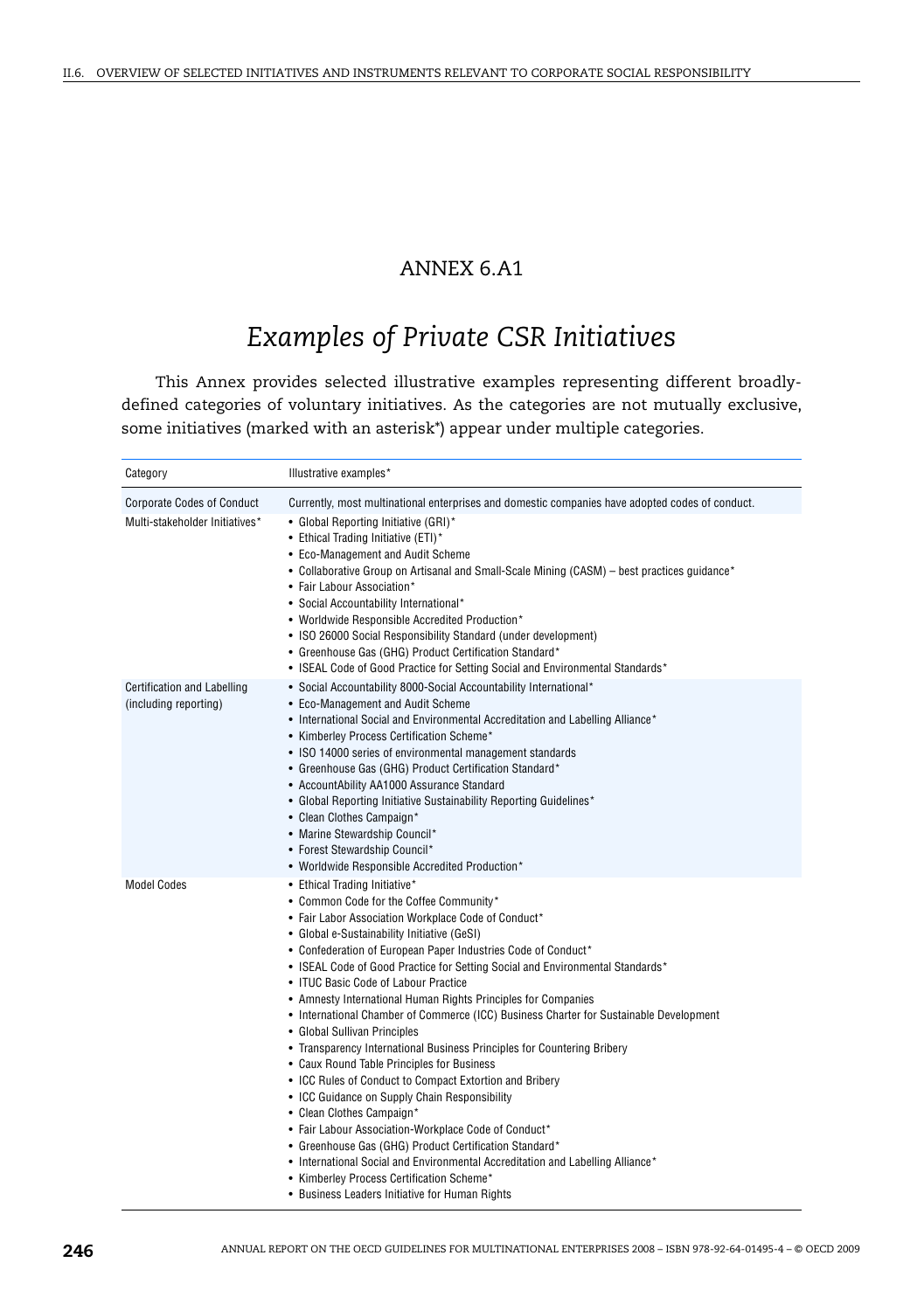## ANNEX 6.A1

# *Examples of Private CSR Initiatives*

This Annex provides selected illustrative examples representing different broadly-defined categories of voluntary initiatives. As the categories are not mutually exclusive, some initiatives (marked with an asterisk*) appear under multiple categories.

| Category | Illustrative examples* |
|---|---|
| Corporate Codes of Conduct | Currently, most multinational enterprises and domestic companies have adopted codes of conduct. |
| Multi-stakeholder Initiatives* | • Global Reporting Initiative (GRI)*<br>• Ethical Trading Initiative (ETI)*<br>• Eco-Management and Audit Scheme<br>• Collaborative Group on Artisanal and Small-Scale Mining (CASM) – best practices guidance*<br>• Fair Labour Association*<br>• Social Accountability International*<br>• Worldwide Responsible Accredited Production*<br>• ISO 26000 Social Responsibility Standard (under development)<br>• Greenhouse Gas (GHG) Product Certification Standard*<br>• ISEAL Code of Good Practice for Setting Social and Environmental Standards* |
| Certification and Labelling (including reporting) | • Social Accountability 8000-Social Accountability International*<br>• Eco-Management and Audit Scheme<br>• International Social and Environmental Accreditation and Labelling Alliance*<br>• Kimberley Process Certification Scheme*<br>• ISO 14000 series of environmental management standards<br>• Greenhouse Gas (GHG) Product Certification Standard*<br>• AccountAbility AA1000 Assurance Standard<br>• Global Reporting Initiative Sustainability Reporting Guidelines*<br>• Clean Clothes Campaign*<br>• Marine Stewardship Council*<br>• Forest Stewardship Council*<br>• Worldwide Responsible Accredited Production* |
| Model Codes | • Ethical Trading Initiative*<br>• Common Code for the Coffee Community*<br>• Fair Labor Association Workplace Code of Conduct*<br>• Global e-Sustainability Initiative (GeSI)<br>• Confederation of European Paper Industries Code of Conduct*<br>• ISEAL Code of Good Practice for Setting Social and Environmental Standards*<br>• ITUC Basic Code of Labour Practice<br>• Amnesty International Human Rights Principles for Companies<br>• International Chamber of Commerce (ICC) Business Charter for Sustainable Development<br>• Global Sullivan Principles<br>• Transparency International Business Principles for Countering Bribery<br>• Caux Round Table Principles for Business<br>• ICC Rules of Conduct to Compact Extortion and Bribery<br>• ICC Guidance on Supply Chain Responsibility<br>• Clean Clothes Campaign*<br>• Fair Labour Association-Workplace Code of Conduct*<br>• Greenhouse Gas (GHG) Product Certification Standard*<br>• International Social and Environmental Accreditation and Labelling Alliance*<br>• Kimberley Process Certification Scheme*<br>• Business Leaders Initiative for Human Rights |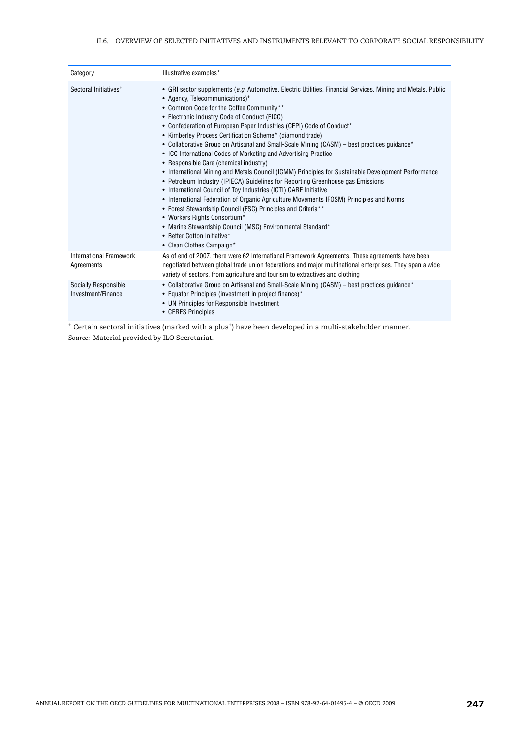| Category | Illustrative examples* |
|---|---|
| Sectoral Initiatives+ | • GRI sector supplements (*e.g.* Automotive, Electric Utilities, Financial Services, Mining and Metals, Public • Agency, Telecommunications)+ <br>• Common Code for the Coffee Community** <br>• Electronic Industry Code of Conduct (EICC) <br>• Confederation of European Paper Industries (CEPI) Code of Conduct* <br>• Kimberley Process Certification Scheme* (diamond trade) <br>• Collaborative Group on Artisanal and Small-Scale Mining (CASM) – best practices guidance* <br>• ICC International Codes of Marketing and Advertising Practice <br>• Responsible Care (chemical industry) <br>• International Mining and Metals Council (ICMM) Principles for Sustainable Development Performance <br>• Petroleum Industry (IPIECA) Guidelines for Reporting Greenhouse gas Emissions <br>• International Council of Toy Industries (ICTI) CARE Initiative <br>• International Federation of Organic Agriculture Movements IFOSM) Principles and Norms <br>• Forest Stewardship Council (FSC) Principles and Criteria** <br>• Workers Rights Consortium* <br>• Marine Stewardship Council (MSC) Environmental Standard* <br>• Better Cotton Initiative* <br>• Clean Clothes Campaign* |
| International Framework Agreements | As of end of 2007, there were 62 International Framework Agreements. These agreements have been negotiated between global trade union federations and major multinational enterprises. They span a wide variety of sectors, from agriculture and tourism to extractives and clothing |
| Socially Responsible Investment/Finance | • Collaborative Group on Artisanal and Small-Scale Mining (CASM) – best practices guidance* <br>• Equator Principles (investment in project finance)* <br>• UN Principles for Responsible Investment <br>• CERES Principles |

+ Certain sectoral initiatives (marked with a plus+) have been developed in a multi-stakeholder manner.

*Source:* Material provided by ILO Secretariat.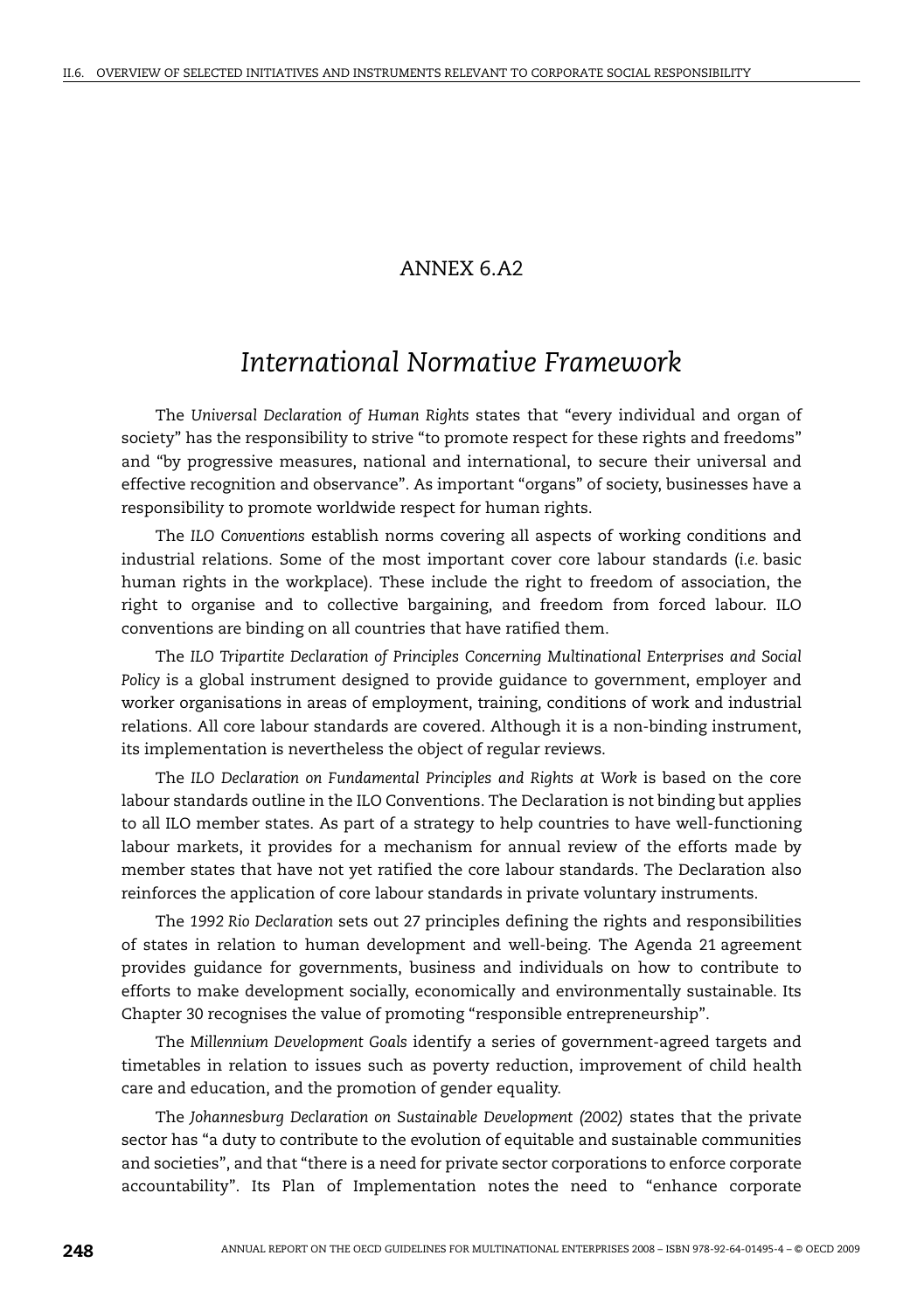## ANNEX 6.A2

# *International Normative Framework*

The *Universal Declaration of Human Rights* states that "every individual and organ of society" has the responsibility to strive "to promote respect for these rights and freedoms" and "by progressive measures, national and international, to secure their universal and effective recognition and observance". As important "organs" of society, businesses have a responsibility to promote worldwide respect for human rights.

The *ILO Conventions* establish norms covering all aspects of working conditions and industrial relations. Some of the most important cover core labour standards (*i.e.* basic human rights in the workplace). These include the right to freedom of association, the right to organise and to collective bargaining, and freedom from forced labour. ILO conventions are binding on all countries that have ratified them.

The *ILO Tripartite Declaration of Principles Concerning Multinational Enterprises and Social Policy* is a global instrument designed to provide guidance to government, employer and worker organisations in areas of employment, training, conditions of work and industrial relations. All core labour standards are covered. Although it is a non-binding instrument, its implementation is nevertheless the object of regular reviews.

The *ILO Declaration on Fundamental Principles and Rights at Work* is based on the core labour standards outline in the ILO Conventions. The Declaration is not binding but applies to all ILO member states. As part of a strategy to help countries to have well-functioning labour markets, it provides for a mechanism for annual review of the efforts made by member states that have not yet ratified the core labour standards. The Declaration also reinforces the application of core labour standards in private voluntary instruments.

The *1992 Rio Declaration* sets out 27 principles defining the rights and responsibilities of states in relation to human development and well-being. The Agenda 21 agreement provides guidance for governments, business and individuals on how to contribute to efforts to make development socially, economically and environmentally sustainable. Its Chapter 30 recognises the value of promoting "responsible entrepreneurship".

The *Millennium Development Goals* identify a series of government-agreed targets and timetables in relation to issues such as poverty reduction, improvement of child health care and education, and the promotion of gender equality.

The *Johannesburg Declaration on Sustainable Development (2002)* states that the private sector has "a duty to contribute to the evolution of equitable and sustainable communities and societies", and that "there is a need for private sector corporations to enforce corporate accountability". Its Plan of Implementation notes the need to "enhance corporate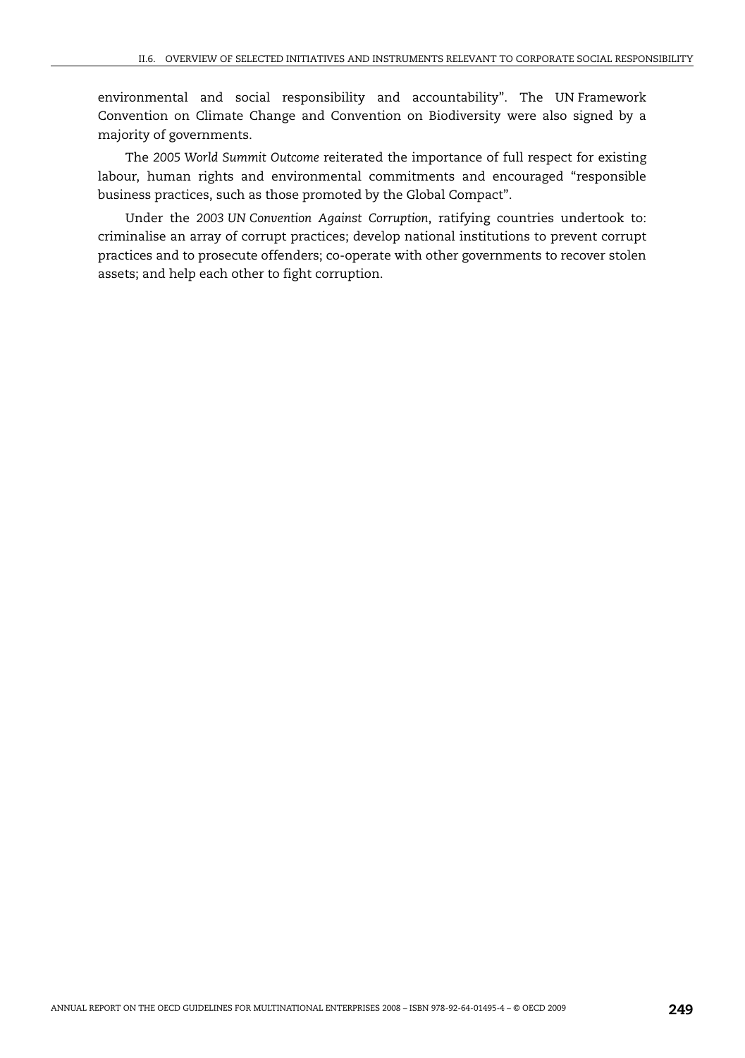environmental and social responsibility and accountability". The UN Framework Convention on Climate Change and Convention on Biodiversity were also signed by a majority of governments.

The *2005 World Summit Outcome* reiterated the importance of full respect for existing labour, human rights and environmental commitments and encouraged "responsible business practices, such as those promoted by the Global Compact".

Under the *2003 UN Convention Against Corruption*, ratifying countries undertook to: criminalise an array of corrupt practices; develop national institutions to prevent corrupt practices and to prosecute offenders; co-operate with other governments to recover stolen assets; and help each other to fight corruption.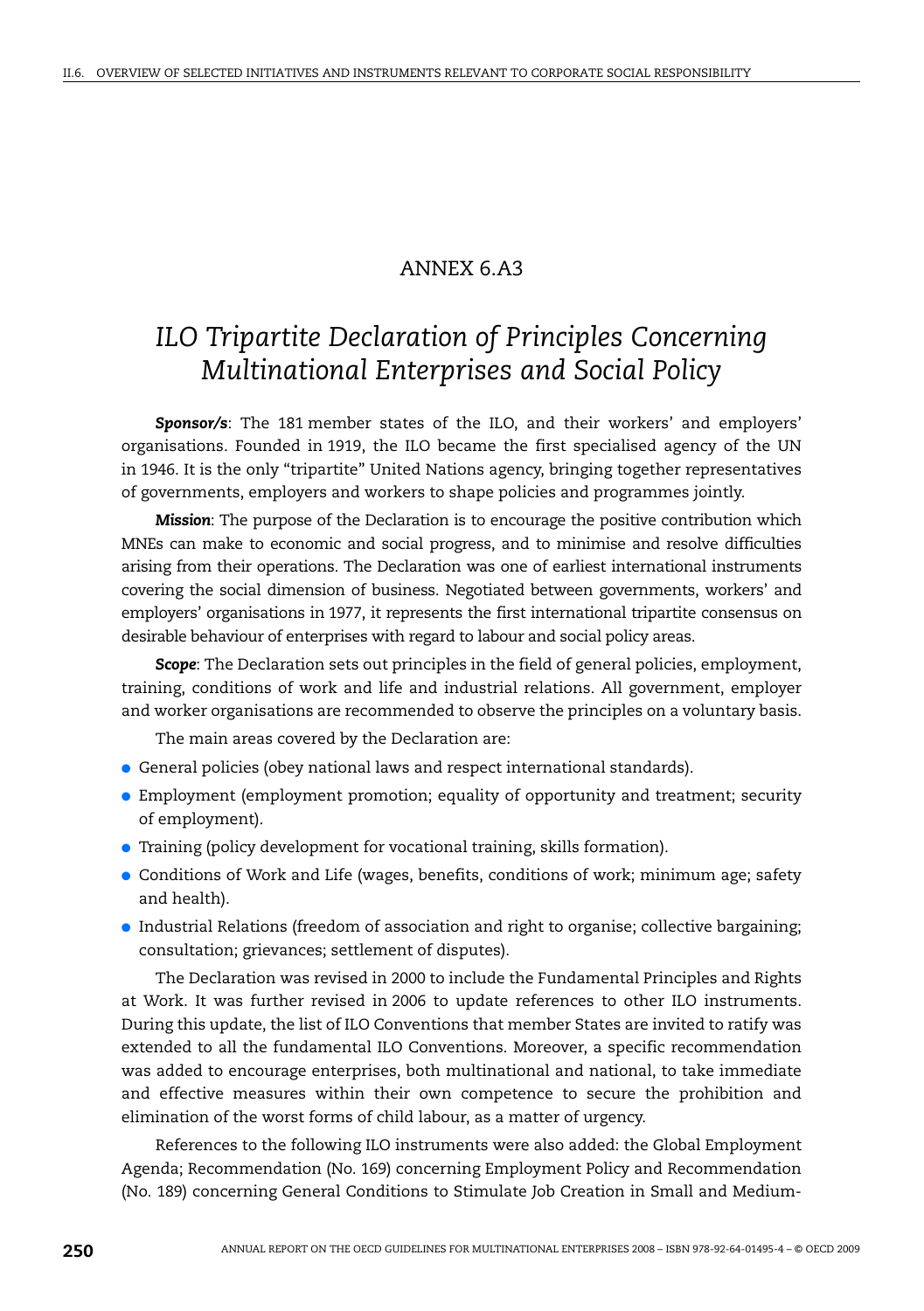## ANNEX 6.A3

# *ILO Tripartite Declaration of Principles Concerning Multinational Enterprises and Social Policy*

***Sponsor/s***: The 181 member states of the ILO, and their workers' and employers' organisations. Founded in 1919, the ILO became the first specialised agency of the UN in 1946. It is the only "tripartite" United Nations agency, bringing together representatives of governments, employers and workers to shape policies and programmes jointly.

***Mission***: The purpose of the Declaration is to encourage the positive contribution which MNEs can make to economic and social progress, and to minimise and resolve difficulties arising from their operations. The Declaration was one of earliest international instruments covering the social dimension of business. Negotiated between governments, workers' and employers' organisations in 1977, it represents the first international tripartite consensus on desirable behaviour of enterprises with regard to labour and social policy areas.

***Scope***: The Declaration sets out principles in the field of general policies, employment, training, conditions of work and life and industrial relations. All government, employer and worker organisations are recommended to observe the principles on a voluntary basis.

The main areas covered by the Declaration are:

- General policies (obey national laws and respect international standards).
- Employment (employment promotion; equality of opportunity and treatment; security of employment).
- Training (policy development for vocational training, skills formation).
- Conditions of Work and Life (wages, benefits, conditions of work; minimum age; safety and health).
- Industrial Relations (freedom of association and right to organise; collective bargaining; consultation; grievances; settlement of disputes).

The Declaration was revised in 2000 to include the Fundamental Principles and Rights at Work. It was further revised in 2006 to update references to other ILO instruments. During this update, the list of ILO Conventions that member States are invited to ratify was extended to all the fundamental ILO Conventions. Moreover, a specific recommendation was added to encourage enterprises, both multinational and national, to take immediate and effective measures within their own competence to secure the prohibition and elimination of the worst forms of child labour, as a matter of urgency.

References to the following ILO instruments were also added: the Global Employment Agenda; Recommendation (No. 169) concerning Employment Policy and Recommendation (No. 189) concerning General Conditions to Stimulate Job Creation in Small and Medium-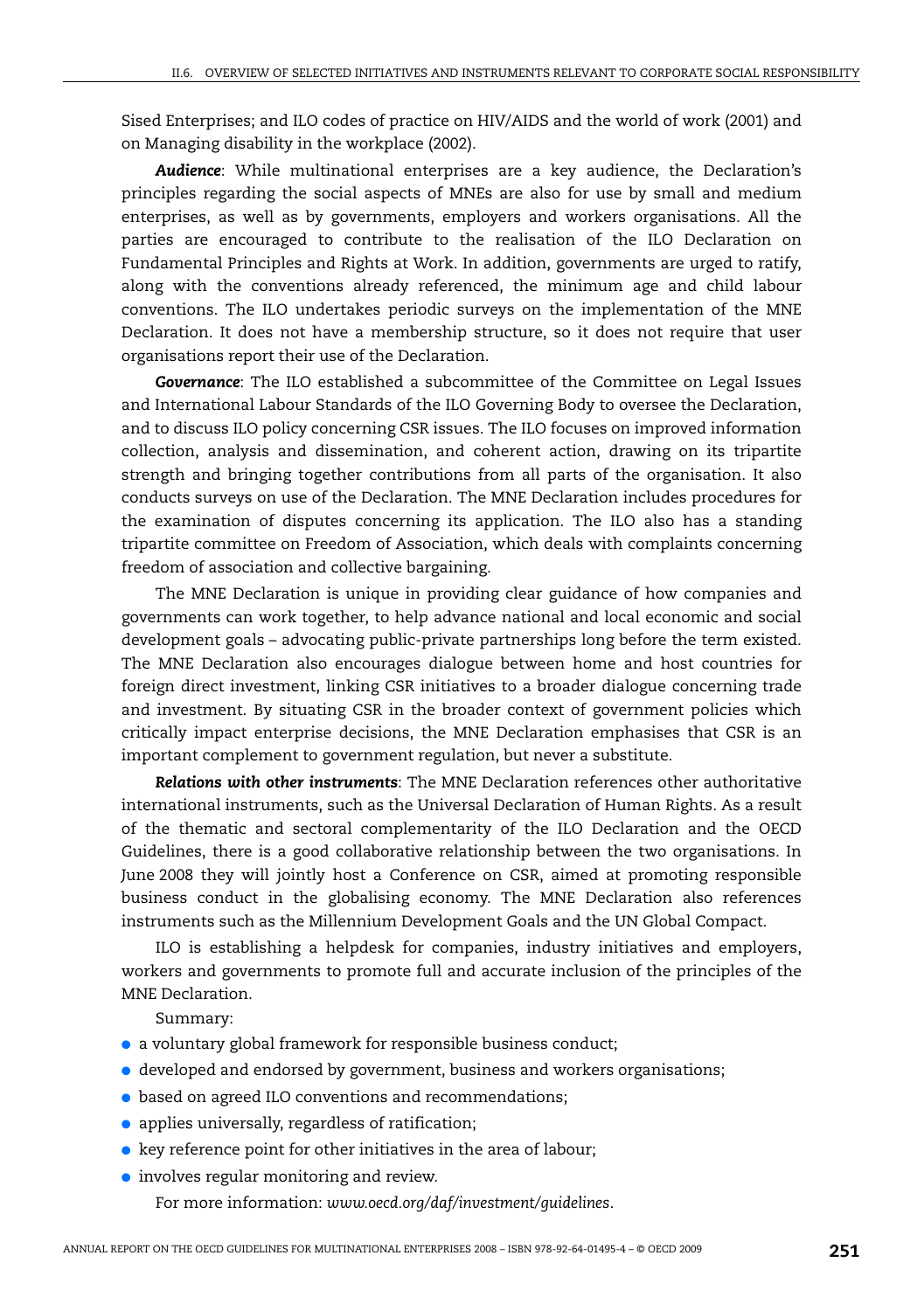Sised Enterprises; and ILO codes of practice on HIV/AIDS and the world of work (2001) and on Managing disability in the workplace (2002).

***Audience***: While multinational enterprises are a key audience, the Declaration's principles regarding the social aspects of MNEs are also for use by small and medium enterprises, as well as by governments, employers and workers organisations. All the parties are encouraged to contribute to the realisation of the ILO Declaration on Fundamental Principles and Rights at Work. In addition, governments are urged to ratify, along with the conventions already referenced, the minimum age and child labour conventions. The ILO undertakes periodic surveys on the implementation of the MNE Declaration. It does not have a membership structure, so it does not require that user organisations report their use of the Declaration.

***Governance***: The ILO established a subcommittee of the Committee on Legal Issues and International Labour Standards of the ILO Governing Body to oversee the Declaration, and to discuss ILO policy concerning CSR issues. The ILO focuses on improved information collection, analysis and dissemination, and coherent action, drawing on its tripartite strength and bringing together contributions from all parts of the organisation. It also conducts surveys on use of the Declaration. The MNE Declaration includes procedures for the examination of disputes concerning its application. The ILO also has a standing tripartite committee on Freedom of Association, which deals with complaints concerning freedom of association and collective bargaining.

The MNE Declaration is unique in providing clear guidance of how companies and governments can work together, to help advance national and local economic and social development goals – advocating public-private partnerships long before the term existed. The MNE Declaration also encourages dialogue between home and host countries for foreign direct investment, linking CSR initiatives to a broader dialogue concerning trade and investment. By situating CSR in the broader context of government policies which critically impact enterprise decisions, the MNE Declaration emphasises that CSR is an important complement to government regulation, but never a substitute.

***Relations with other instruments***: The MNE Declaration references other authoritative international instruments, such as the Universal Declaration of Human Rights. As a result of the thematic and sectoral complementarity of the ILO Declaration and the OECD Guidelines, there is a good collaborative relationship between the two organisations. In June 2008 they will jointly host a Conference on CSR, aimed at promoting responsible business conduct in the globalising economy. The MNE Declaration also references instruments such as the Millennium Development Goals and the UN Global Compact.

ILO is establishing a helpdesk for companies, industry initiatives and employers, workers and governments to promote full and accurate inclusion of the principles of the MNE Declaration.

Summary:

- a voluntary global framework for responsible business conduct;
- developed and endorsed by government, business and workers organisations;
- based on agreed ILO conventions and recommendations;
- applies universally, regardless of ratification;
- key reference point for other initiatives in the area of labour;
- involves regular monitoring and review.

For more information: *www.oecd.org/daf/investment/guidelines*.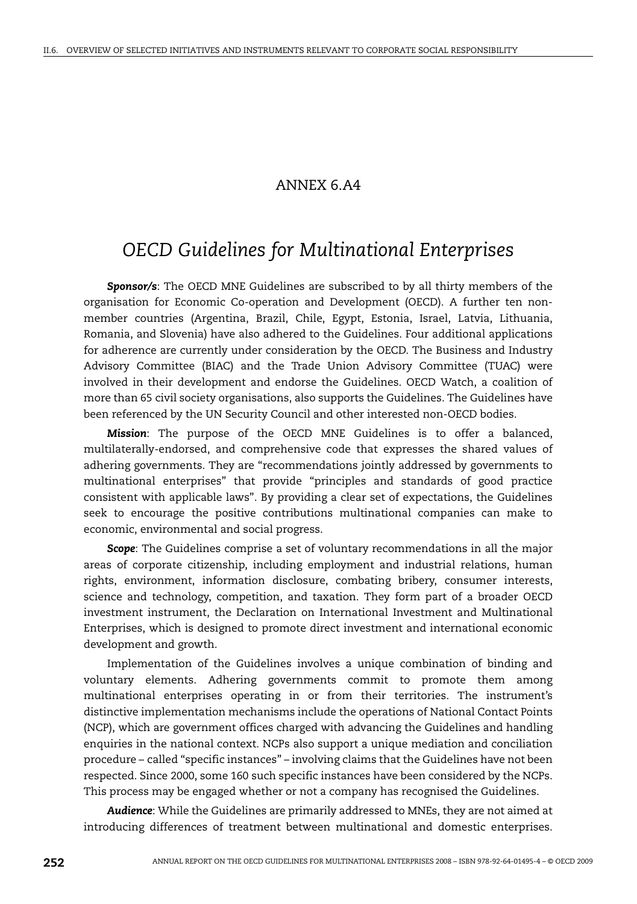# ANNEX 6.A4

## *OECD Guidelines for Multinational Enterprises*

***Sponsor/s***: The OECD MNE Guidelines are subscribed to by all thirty members of the organisation for Economic Co-operation and Development (OECD). A further ten non-member countries (Argentina, Brazil, Chile, Egypt, Estonia, Israel, Latvia, Lithuania, Romania, and Slovenia) have also adhered to the Guidelines. Four additional applications for adherence are currently under consideration by the OECD. The Business and Industry Advisory Committee (BIAC) and the Trade Union Advisory Committee (TUAC) were involved in their development and endorse the Guidelines. OECD Watch, a coalition of more than 65 civil society organisations, also supports the Guidelines. The Guidelines have been referenced by the UN Security Council and other interested non-OECD bodies.

***Mission***: The purpose of the OECD MNE Guidelines is to offer a balanced, multilaterally-endorsed, and comprehensive code that expresses the shared values of adhering governments. They are "recommendations jointly addressed by governments to multinational enterprises" that provide "principles and standards of good practice consistent with applicable laws". By providing a clear set of expectations, the Guidelines seek to encourage the positive contributions multinational companies can make to economic, environmental and social progress.

***Scope***: The Guidelines comprise a set of voluntary recommendations in all the major areas of corporate citizenship, including employment and industrial relations, human rights, environment, information disclosure, combating bribery, consumer interests, science and technology, competition, and taxation. They form part of a broader OECD investment instrument, the Declaration on International Investment and Multinational Enterprises, which is designed to promote direct investment and international economic development and growth.

Implementation of the Guidelines involves a unique combination of binding and voluntary elements. Adhering governments commit to promote them among multinational enterprises operating in or from their territories. The instrument's distinctive implementation mechanisms include the operations of National Contact Points (NCP), which are government offices charged with advancing the Guidelines and handling enquiries in the national context. NCPs also support a unique mediation and conciliation procedure – called "specific instances" – involving claims that the Guidelines have not been respected. Since 2000, some 160 such specific instances have been considered by the NCPs. This process may be engaged whether or not a company has recognised the Guidelines.

***Audience***: While the Guidelines are primarily addressed to MNEs, they are not aimed at introducing differences of treatment between multinational and domestic enterprises.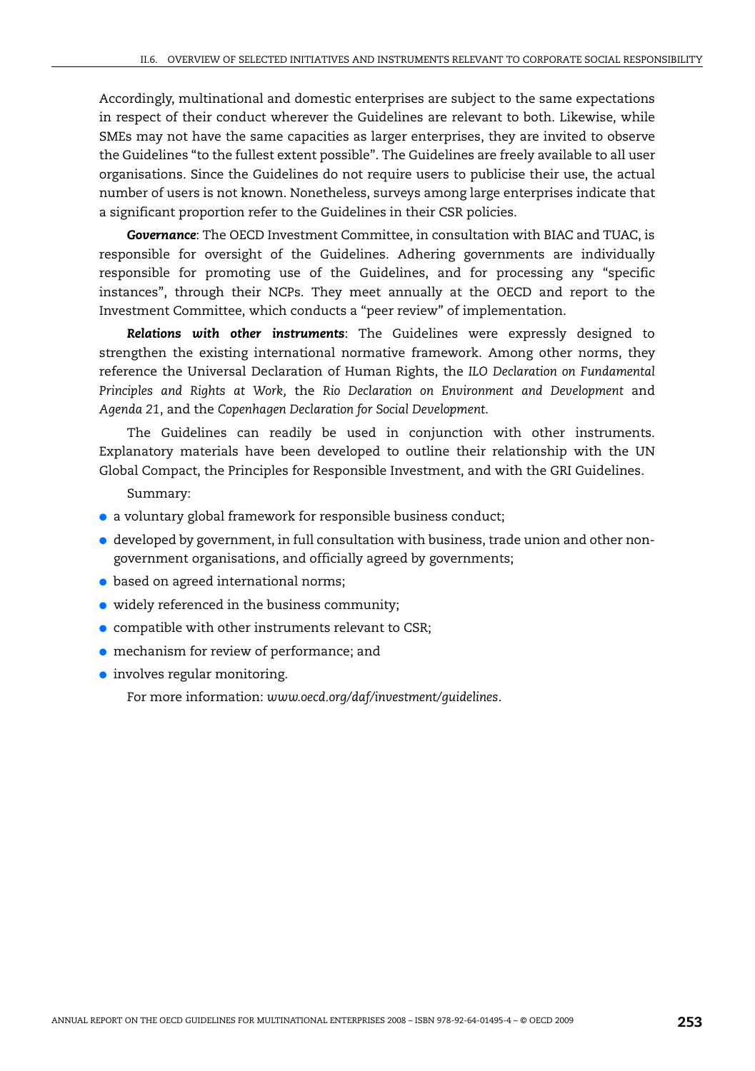Accordingly, multinational and domestic enterprises are subject to the same expectations in respect of their conduct wherever the Guidelines are relevant to both. Likewise, while SMEs may not have the same capacities as larger enterprises, they are invited to observe the Guidelines "to the fullest extent possible". The Guidelines are freely available to all user organisations. Since the Guidelines do not require users to publicise their use, the actual number of users is not known. Nonetheless, surveys among large enterprises indicate that a significant proportion refer to the Guidelines in their CSR policies.

***Governance***: The OECD Investment Committee, in consultation with BIAC and TUAC, is responsible for oversight of the Guidelines. Adhering governments are individually responsible for promoting use of the Guidelines, and for processing any "specific instances", through their NCPs. They meet annually at the OECD and report to the Investment Committee, which conducts a "peer review" of implementation.

***Relations with other instruments***: The Guidelines were expressly designed to strengthen the existing international normative framework. Among other norms, they reference the Universal Declaration of Human Rights, the *ILO Declaration on Fundamental Principles and Rights at Work,* the *Rio Declaration on Environment and Development* and *Agenda 21*, and the *Copenhagen Declaration for Social Development.*

The Guidelines can readily be used in conjunction with other instruments. Explanatory materials have been developed to outline their relationship with the UN Global Compact, the Principles for Responsible Investment, and with the GRI Guidelines.

Summary:

- a voluntary global framework for responsible business conduct;
- developed by government, in full consultation with business, trade union and other non-government organisations, and officially agreed by governments;
- based on agreed international norms;
- widely referenced in the business community;
- compatible with other instruments relevant to CSR;
- mechanism for review of performance; and
- involves regular monitoring.

For more information: *www.oecd.org/daf/investment/guidelines*.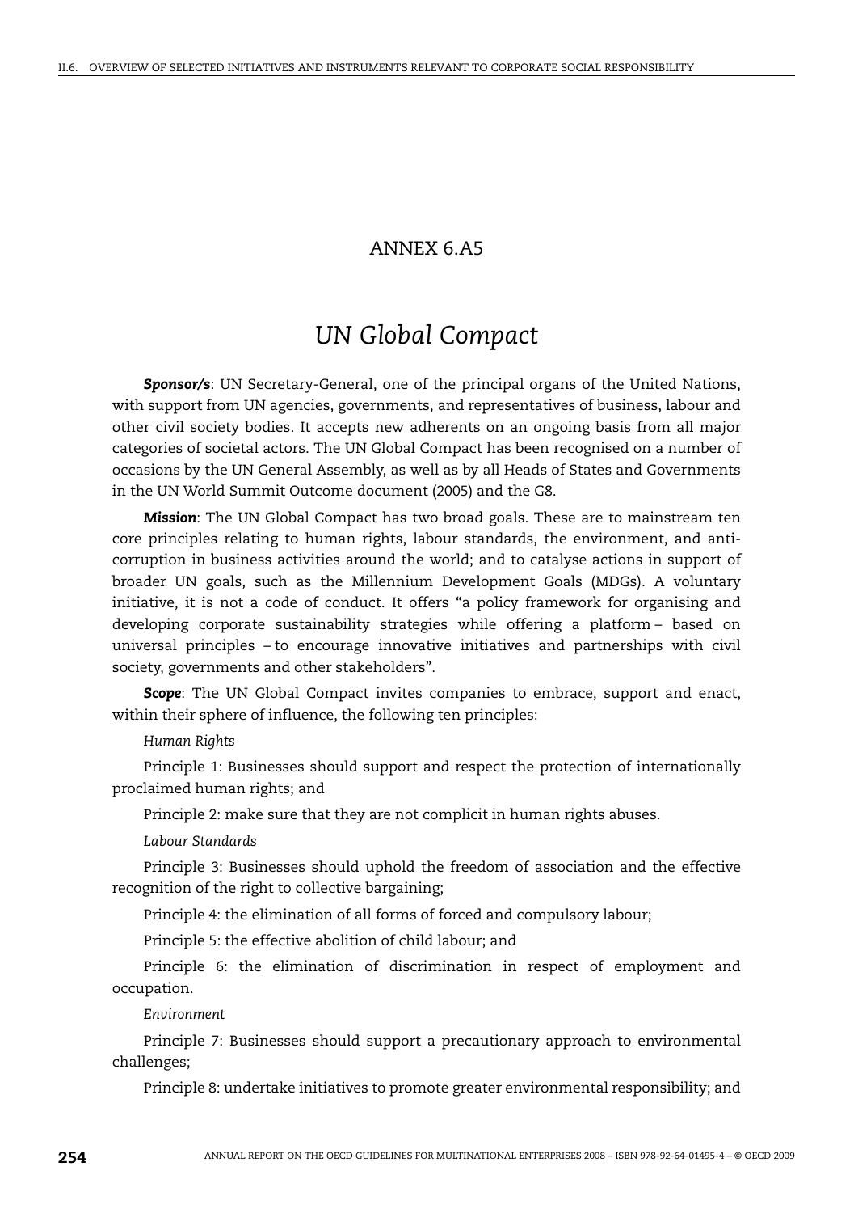## ANNEX 6.A5

# *UN Global Compact*

***Sponsor/s***: UN Secretary-General, one of the principal organs of the United Nations, with support from UN agencies, governments, and representatives of business, labour and other civil society bodies. It accepts new adherents on an ongoing basis from all major categories of societal actors. The UN Global Compact has been recognised on a number of occasions by the UN General Assembly, as well as by all Heads of States and Governments in the UN World Summit Outcome document (2005) and the G8.

***Mission***: The UN Global Compact has two broad goals. These are to mainstream ten core principles relating to human rights, labour standards, the environment, and anti-corruption in business activities around the world; and to catalyse actions in support of broader UN goals, such as the Millennium Development Goals (MDGs). A voluntary initiative, it is not a code of conduct. It offers "a policy framework for organising and developing corporate sustainability strategies while offering a platform – based on universal principles – to encourage innovative initiatives and partnerships with civil society, governments and other stakeholders".

***Scope***: The UN Global Compact invites companies to embrace, support and enact, within their sphere of influence, the following ten principles:

*Human Rights*

Principle 1: Businesses should support and respect the protection of internationally proclaimed human rights; and

Principle 2: make sure that they are not complicit in human rights abuses.

*Labour Standards*

Principle 3: Businesses should uphold the freedom of association and the effective recognition of the right to collective bargaining;

Principle 4: the elimination of all forms of forced and compulsory labour;

Principle 5: the effective abolition of child labour; and

Principle 6: the elimination of discrimination in respect of employment and occupation.

*Environment*

Principle 7: Businesses should support a precautionary approach to environmental challenges;

Principle 8: undertake initiatives to promote greater environmental responsibility; and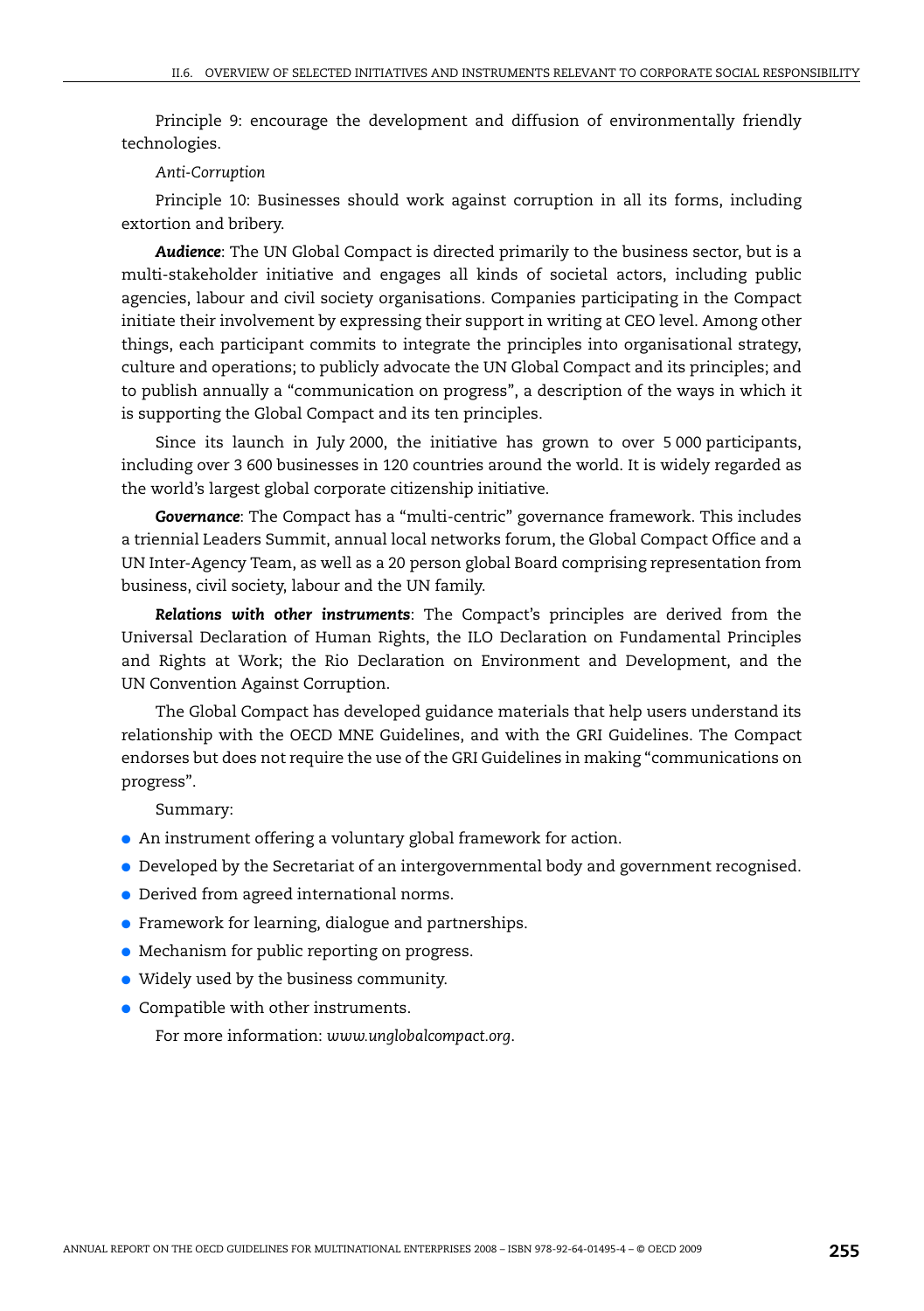Principle 9: encourage the development and diffusion of environmentally friendly technologies.

*Anti-Corruption*

Principle 10: Businesses should work against corruption in all its forms, including extortion and bribery.

***Audience***: The UN Global Compact is directed primarily to the business sector, but is a multi-stakeholder initiative and engages all kinds of societal actors, including public agencies, labour and civil society organisations. Companies participating in the Compact initiate their involvement by expressing their support in writing at CEO level. Among other things, each participant commits to integrate the principles into organisational strategy, culture and operations; to publicly advocate the UN Global Compact and its principles; and to publish annually a "communication on progress", a description of the ways in which it is supporting the Global Compact and its ten principles.

Since its launch in July 2000, the initiative has grown to over 5 000 participants, including over 3 600 businesses in 120 countries around the world. It is widely regarded as the world's largest global corporate citizenship initiative.

***Governance***: The Compact has a "multi-centric" governance framework. This includes a triennial Leaders Summit, annual local networks forum, the Global Compact Office and a UN Inter-Agency Team, as well as a 20 person global Board comprising representation from business, civil society, labour and the UN family.

***Relations with other instruments***: The Compact's principles are derived from the Universal Declaration of Human Rights, the ILO Declaration on Fundamental Principles and Rights at Work; the Rio Declaration on Environment and Development, and the UN Convention Against Corruption.

The Global Compact has developed guidance materials that help users understand its relationship with the OECD MNE Guidelines, and with the GRI Guidelines. The Compact endorses but does not require the use of the GRI Guidelines in making "communications on progress".

Summary:

- An instrument offering a voluntary global framework for action.
- Developed by the Secretariat of an intergovernmental body and government recognised.
- Derived from agreed international norms.
- Framework for learning, dialogue and partnerships.
- Mechanism for public reporting on progress.
- Widely used by the business community.
- Compatible with other instruments.

For more information: *www.unglobalcompact.org*.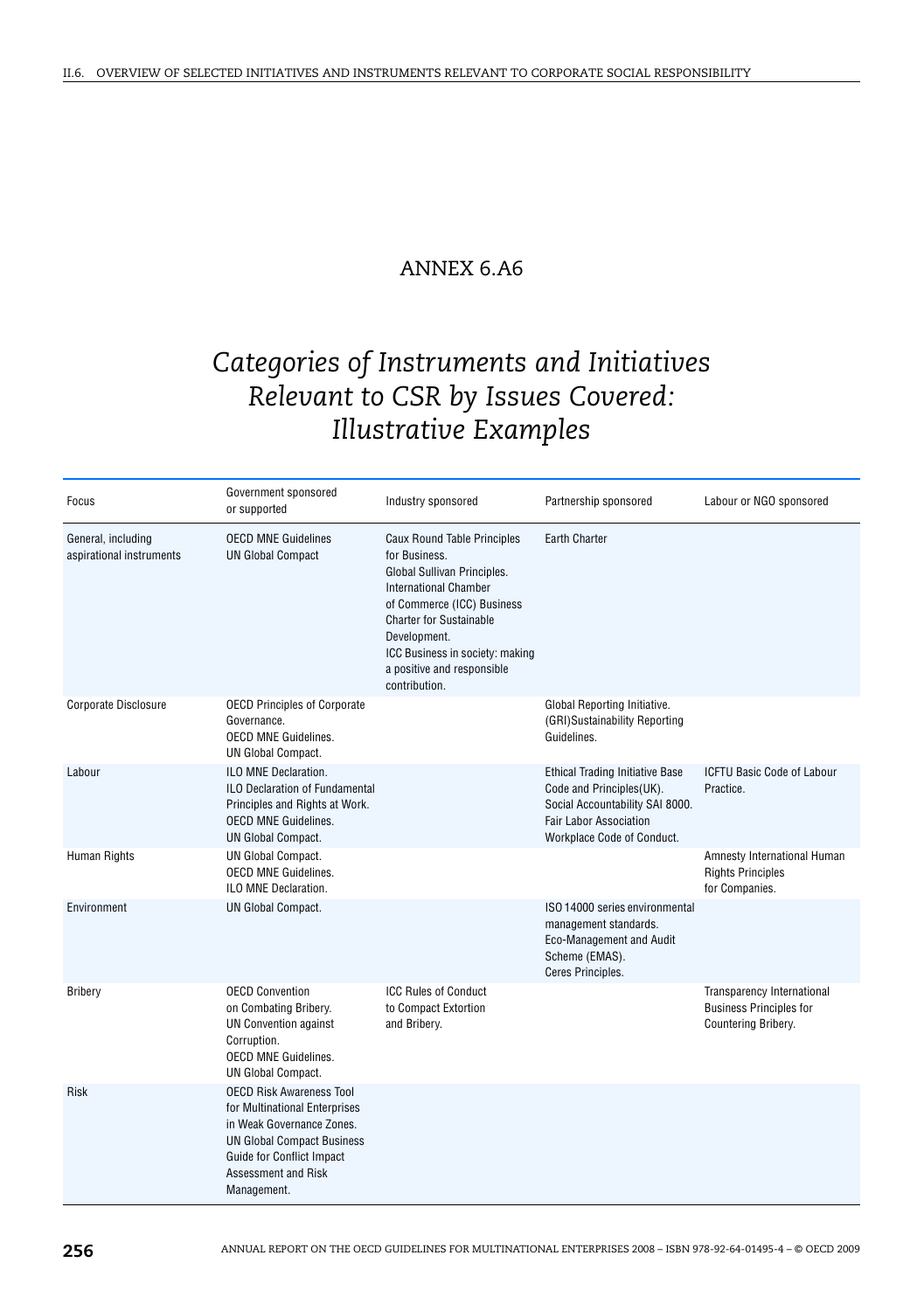# ANNEX 6.A6

## *Categories of Instruments and Initiatives Relevant to CSR by Issues Covered: Illustrative Examples*

| Focus | Government sponsored or supported | Industry sponsored | Partnership sponsored | Labour or NGO sponsored |
|---|---|---|---|---|
| General, including aspirational instruments | OECD MNE Guidelines<br>UN Global Compact | Caux Round Table Principles for Business.<br>Global Sullivan Principles.<br>International Chamber of Commerce (ICC) Business Charter for Sustainable Development.<br>ICC Business in society: making a positive and responsible contribution. | Earth Charter | |
| Corporate Disclosure | OECD Principles of Corporate Governance.<br>OECD MNE Guidelines.<br>UN Global Compact. | | Global Reporting Initiative. (GRI)Sustainability Reporting Guidelines. | |
| Labour | ILO MNE Declaration.<br>ILO Declaration of Fundamental Principles and Rights at Work.<br>OECD MNE Guidelines.<br>UN Global Compact. | | Ethical Trading Initiative Base Code and Principles(UK).<br>Social Accountability SAI 8000.<br>Fair Labor Association Workplace Code of Conduct. | ICFTU Basic Code of Labour Practice. |
| Human Rights | UN Global Compact.<br>OECD MNE Guidelines.<br>ILO MNE Declaration. | | | Amnesty International Human Rights Principles for Companies. |
| Environment | UN Global Compact. | | ISO 14000 series environmental management standards.<br>Eco-Management and Audit Scheme (EMAS).<br>Ceres Principles. | |
| Bribery | OECD Convention on Combating Bribery.<br>UN Convention against Corruption.<br>OECD MNE Guidelines.<br>UN Global Compact. | ICC Rules of Conduct to Compact Extortion and Bribery. | | Transparency International Business Principles for Countering Bribery. |
| Risk | OECD Risk Awareness Tool for Multinational Enterprises in Weak Governance Zones.<br>UN Global Compact Business Guide for Conflict Impact Assessment and Risk Management. | | | |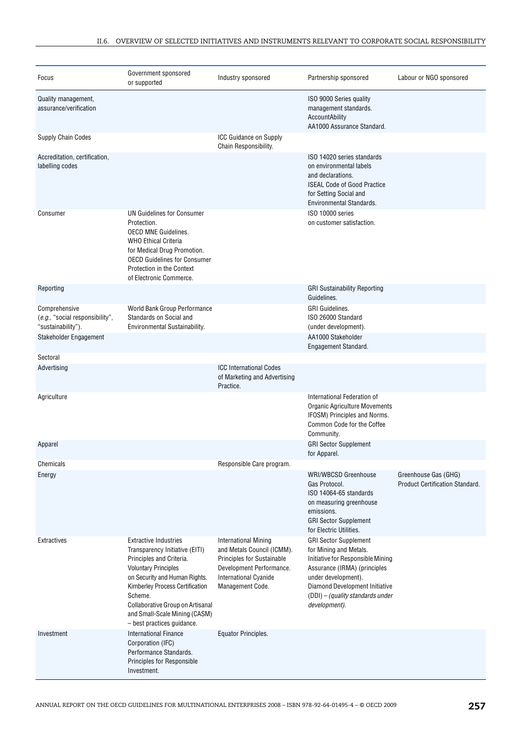| Focus | Government sponsored or supported | Industry sponsored | Partnership sponsored | Labour or NGO sponsored |
|---|---|---|---|---|
| Quality management, assurance/verification | | | ISO 9000 Series quality management standards. AccountAbility AA1000 Assurance Standard. | |
| Supply Chain Codes | | ICC Guidance on Supply Chain Responsibility. | | |
| Accreditation, certification, labelling codes | | | ISO 14020 series standards on environmental labels and declarations. ISEAL Code of Good Practice for Setting Social and Environmental Standards. | |
| Consumer | UN Guidelines for Consumer Protection. OECD MNE Guidelines. WHO Ethical Criteria for Medical Drug Promotion. OECD Guidelines for Consumer Protection in the Context of Electronic Commerce. | | ISO 10000 series on customer satisfaction. | |
| Reporting | | | GRI Sustainability Reporting Guidelines. | |
| Comprehensive (*e.g.*, "social responsibility", "sustainability"). | World Bank Group Performance Standards on Social and Environmental Sustainability. | | GRI Guidelines. ISO 26000 Standard (under development). | |
| Stakeholder Engagement | | | AA1000 Stakeholder Engagement Standard. | |
| Sectoral | | | | |
| Advertising | | ICC International Codes of Marketing and Advertising Practice. | | |
| Agriculture | | | International Federation of Organic Agriculture Movements IFOSM) Principles and Norms. Common Code for the Coffee Community. | |
| Apparel | | | GRI Sector Supplement for Apparel. | |
| Chemicals | | Responsible Care program. | | |
| Energy | | | WRI/WBCSD Greenhouse Gas Protocol. ISO 14064-65 standards on measuring greenhouse emissions. GRI Sector Supplement for Electric Utilities. | Greenhouse Gas (GHG) Product Certification Standard. |
| Extractives | Extractive Industries Transparency Initiative (EITI) Principles and Criteria. Voluntary Principles on Security and Human Rights. Kimberley Process Certification Scheme. Collaborative Group on Artisanal and Small-Scale Mining (CASM) – best practices guidance. | International Mining and Metals Council (ICMM). Principles for Sustainable Development Performance. International Cyanide Management Code. | GRI Sector Supplement for Mining and Metals. Initiative for Responsible Mining Assurance (IRMA) (principles under development). Diamond Development Initiative (DDI) – *(quality standards under development).* | |
| Investment | International Finance Corporation (IFC) Performance Standards. Principles for Responsible Investment. | Equator Principles. | | |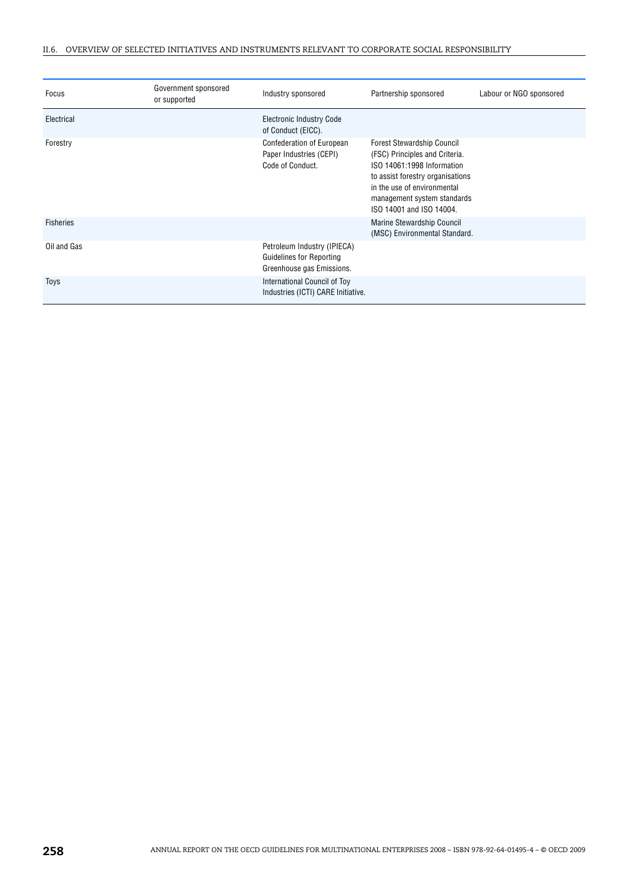| Focus | Government sponsored or supported | Industry sponsored | Partnership sponsored | Labour or NGO sponsored |
|---|---|---|---|---|
| Electrical | | Electronic Industry Code of Conduct (EICC). | | |
| Forestry | | Confederation of European Paper Industries (CEPI) Code of Conduct. | Forest Stewardship Council (FSC) Principles and Criteria. ISO 14061:1998 Information to assist forestry organisations in the use of environmental management system standards ISO 14001 and ISO 14004. | |
| Fisheries | | | Marine Stewardship Council (MSC) Environmental Standard. | |
| Oil and Gas | | Petroleum Industry (IPIECA) Guidelines for Reporting Greenhouse gas Emissions. | | |
| Toys | | International Council of Toy Industries (ICTI) CARE Initiative. | | |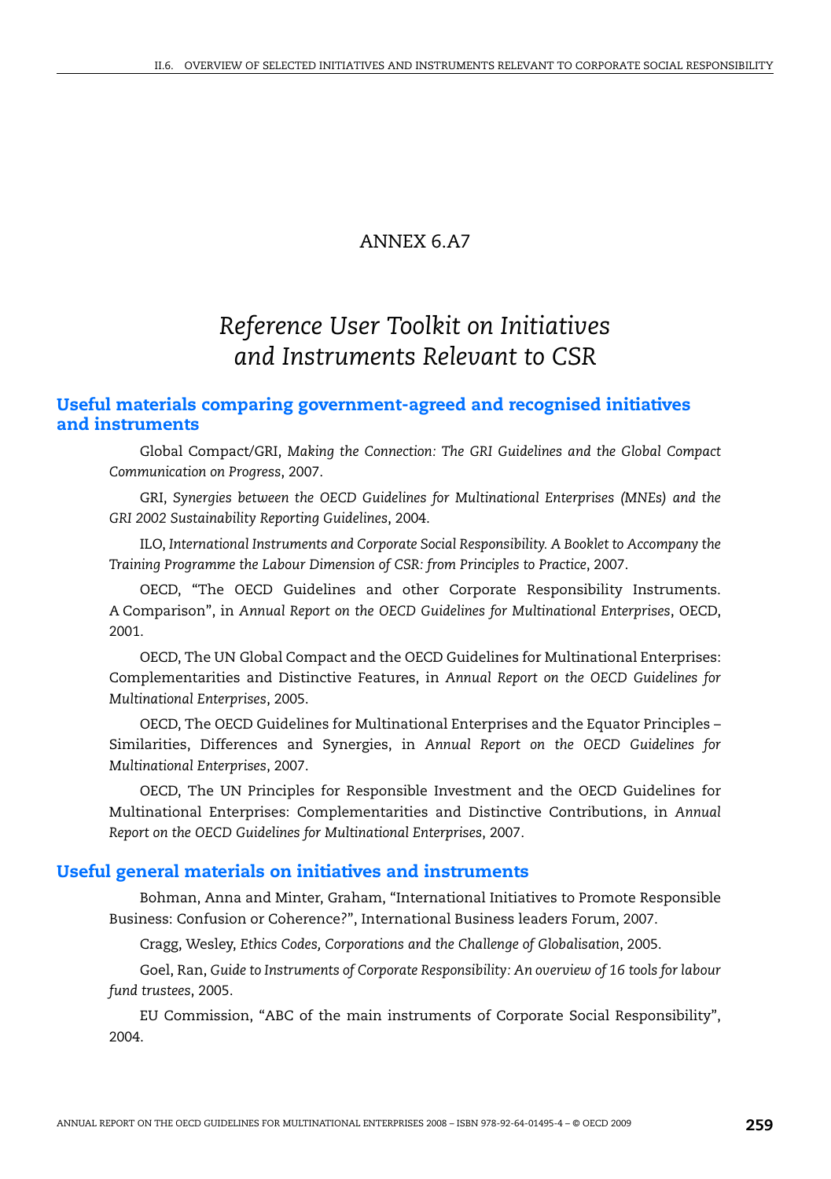# ANNEX 6.A7

# *Reference User Toolkit on Initiatives and Instruments Relevant to CSR*

## Useful materials comparing government-agreed and recognised initiatives and instruments

Global Compact/GRI, *Making the Connection: The GRI Guidelines and the Global Compact Communication on Progress*, 2007.

GRI, *Synergies between the OECD Guidelines for Multinational Enterprises (MNEs) and the GRI 2002 Sustainability Reporting Guidelines*, 2004.

ILO, *International Instruments and Corporate Social Responsibility. A Booklet to Accompany the Training Programme the Labour Dimension of CSR: from Principles to Practice*, 2007.

OECD, "The OECD Guidelines and other Corporate Responsibility Instruments. A Comparison", in *Annual Report on the OECD Guidelines for Multinational Enterprises*, OECD, 2001.

OECD, The UN Global Compact and the OECD Guidelines for Multinational Enterprises: Complementarities and Distinctive Features, in *Annual Report on the OECD Guidelines for Multinational Enterprises*, 2005.

OECD, The OECD Guidelines for Multinational Enterprises and the Equator Principles – Similarities, Differences and Synergies, in *Annual Report on the OECD Guidelines for Multinational Enterprises*, 2007.

OECD, The UN Principles for Responsible Investment and the OECD Guidelines for Multinational Enterprises: Complementarities and Distinctive Contributions, in *Annual Report on the OECD Guidelines for Multinational Enterprises*, 2007.

## Useful general materials on initiatives and instruments

Bohman, Anna and Minter, Graham, "International Initiatives to Promote Responsible Business: Confusion or Coherence?", International Business leaders Forum, 2007.

Cragg, Wesley, *Ethics Codes, Corporations and the Challenge of Globalisation*, 2005.

Goel, Ran, *Guide to Instruments of Corporate Responsibility: An overview of 16 tools for labour fund trustees*, 2005.

EU Commission, "ABC of the main instruments of Corporate Social Responsibility", 2004.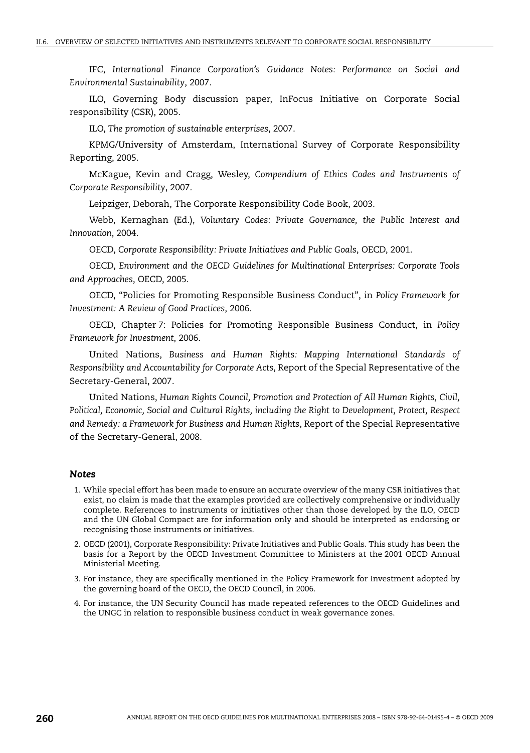IFC, *International Finance Corporation's Guidance Notes: Performance on Social and Environmental Sustainability*, 2007.

ILO, Governing Body discussion paper, InFocus Initiative on Corporate Social responsibility (CSR), 2005.

ILO, *The promotion of sustainable enterprises*, 2007.

KPMG/University of Amsterdam, International Survey of Corporate Responsibility Reporting, 2005.

McKague, Kevin and Cragg, Wesley, *Compendium of Ethics Codes and Instruments of Corporate Responsibility*, 2007.

Leipziger, Deborah, The Corporate Responsibility Code Book, 2003.

Webb, Kernaghan (Ed.), *Voluntary Codes: Private Governance, the Public Interest and Innovation*, 2004.

OECD, *Corporate Responsibility: Private Initiatives and Public Goals*, OECD, 2001.

OECD, *Environment and the OECD Guidelines for Multinational Enterprises: Corporate Tools and Approaches*, OECD, 2005.

OECD, "Policies for Promoting Responsible Business Conduct", in *Policy Framework for Investment: A Review of Good Practices*, 2006.

OECD, Chapter 7: Policies for Promoting Responsible Business Conduct, in *Policy Framework for Investment*, 2006.

United Nations, *Business and Human Rights: Mapping International Standards of Responsibility and Accountability for Corporate Acts*, Report of the Special Representative of the Secretary-General, 2007.

United Nations, *Human Rights Council, Promotion and Protection of All Human Rights, Civil, Political, Economic, Social and Cultural Rights, including the Right to Development, Protect, Respect and Remedy: a Framework for Business and Human Rights*, Report of the Special Representative of the Secretary-General, 2008.

### Notes

1. While special effort has been made to ensure an accurate overview of the many CSR initiatives that exist, no claim is made that the examples provided are collectively comprehensive or individually complete. References to instruments or initiatives other than those developed by the ILO, OECD and the UN Global Compact are for information only and should be interpreted as endorsing or recognising those instruments or initiatives.
2. OECD (2001), Corporate Responsibility: Private Initiatives and Public Goals. This study has been the basis for a Report by the OECD Investment Committee to Ministers at the 2001 OECD Annual Ministerial Meeting.
3. For instance, they are specifically mentioned in the Policy Framework for Investment adopted by the governing board of the OECD, the OECD Council, in 2006.
4. For instance, the UN Security Council has made repeated references to the OECD Guidelines and the UNGC in relation to responsible business conduct in weak governance zones.